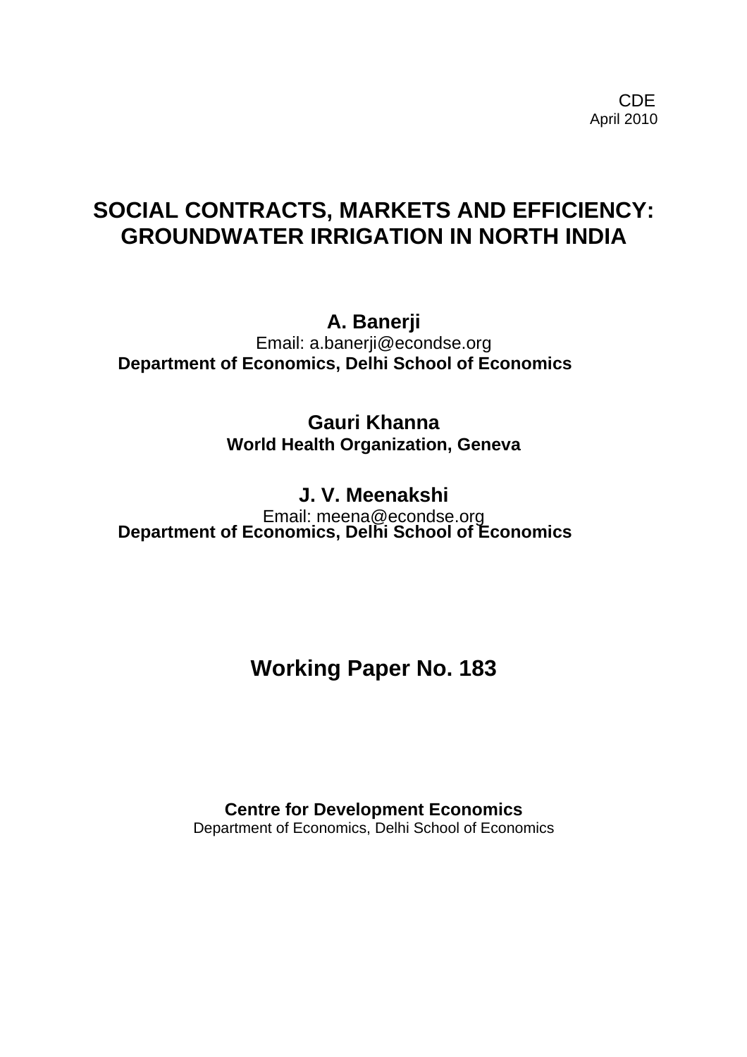CDE
April 2010

# SOCIAL CONTRACTS, MARKETS AND EFFICIENCY: GROUNDWATER IRRIGATION IN NORTH INDIA

**A. Banerji**
Email: a.banerji@econdse.org
**Department of Economics, Delhi School of Economics**

**Gauri Khanna**
**World Health Organization, Geneva**

**J. V. Meenakshi**
Email: meena@econdse.org
**Department of Economics, Delhi School of Economics**

## Working Paper No. 183

**Centre for Development Economics**
Department of Economics, Delhi School of Economics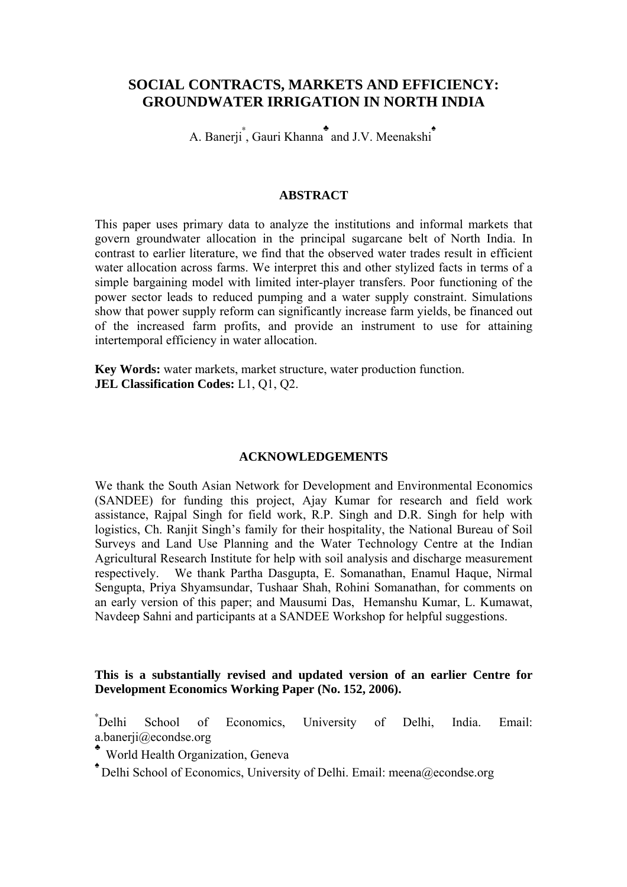# SOCIAL CONTRACTS, MARKETS AND EFFICIENCY: GROUNDWATER IRRIGATION IN NORTH INDIA

A. Banerji[*], Gauri Khanna[♣] and J.V. Meenakshi[♠]

## ABSTRACT

This paper uses primary data to analyze the institutions and informal markets that govern groundwater allocation in the principal sugarcane belt of North India. In contrast to earlier literature, we find that the observed water trades result in efficient water allocation across farms. We interpret this and other stylized facts in terms of a simple bargaining model with limited inter-player transfers. Poor functioning of the power sector leads to reduced pumping and a water supply constraint. Simulations show that power supply reform can significantly increase farm yields, be financed out of the increased farm profits, and provide an instrument to use for attaining intertemporal efficiency in water allocation.

**Key Words:** water markets, market structure, water production function.
**JEL Classification Codes:** L1, Q1, Q2.

## ACKNOWLEDGEMENTS

We thank the South Asian Network for Development and Environmental Economics (SANDEE) for funding this project, Ajay Kumar for research and field work assistance, Rajpal Singh for field work, R.P. Singh and D.R. Singh for help with logistics, Ch. Ranjit Singh's family for their hospitality, the National Bureau of Soil Surveys and Land Use Planning and the Water Technology Centre at the Indian Agricultural Research Institute for help with soil analysis and discharge measurement respectively. We thank Partha Dasgupta, E. Somanathan, Enamul Haque, Nirmal Sengupta, Priya Shyamsundar, Tushaar Shah, Rohini Somanathan, for comments on an early version of this paper; and Mausumi Das, Hemanshu Kumar, L. Kumawat, Navdeep Sahni and participants at a SANDEE Workshop for helpful suggestions.

**This is a substantially revised and updated version of an earlier Centre for Development Economics Working Paper (No. 152, 2006).**

[*] Delhi School of Economics, University of Delhi, India. Email: a.banerji@econdse.org

[♣] World Health Organization, Geneva

[♠] Delhi School of Economics, University of Delhi. Email: meena@econdse.org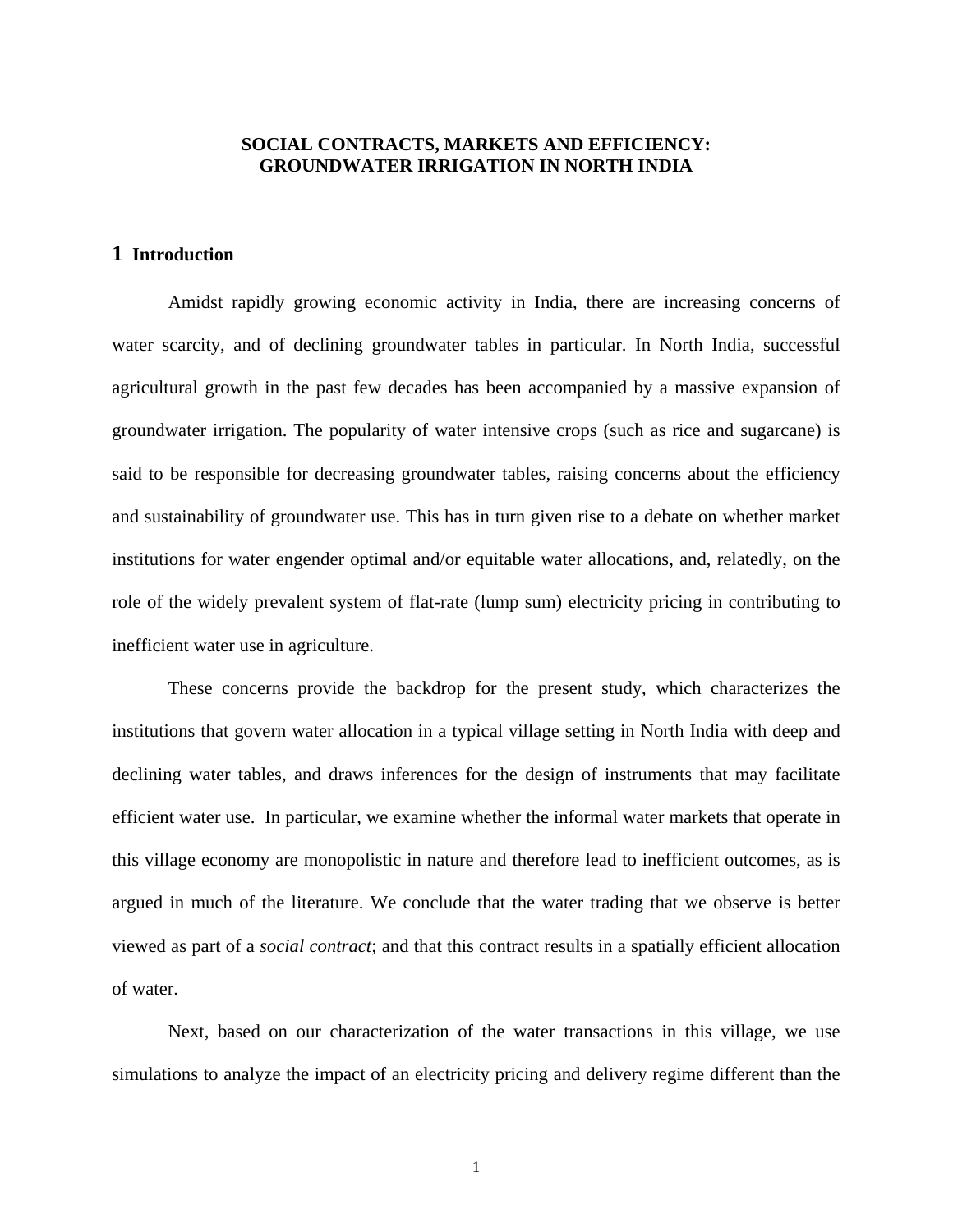# SOCIAL CONTRACTS, MARKETS AND EFFICIENCY: GROUNDWATER IRRIGATION IN NORTH INDIA

## 1 Introduction

Amidst rapidly growing economic activity in India, there are increasing concerns of water scarcity, and of declining groundwater tables in particular. In North India, successful agricultural growth in the past few decades has been accompanied by a massive expansion of groundwater irrigation. The popularity of water intensive crops (such as rice and sugarcane) is said to be responsible for decreasing groundwater tables, raising concerns about the efficiency and sustainability of groundwater use. This has in turn given rise to a debate on whether market institutions for water engender optimal and/or equitable water allocations, and, relatedly, on the role of the widely prevalent system of flat-rate (lump sum) electricity pricing in contributing to inefficient water use in agriculture.

These concerns provide the backdrop for the present study, which characterizes the institutions that govern water allocation in a typical village setting in North India with deep and declining water tables, and draws inferences for the design of instruments that may facilitate efficient water use. In particular, we examine whether the informal water markets that operate in this village economy are monopolistic in nature and therefore lead to inefficient outcomes, as is argued in much of the literature. We conclude that the water trading that we observe is better viewed as part of a *social contract*; and that this contract results in a spatially efficient allocation of water.

Next, based on our characterization of the water transactions in this village, we use simulations to analyze the impact of an electricity pricing and delivery regime different than the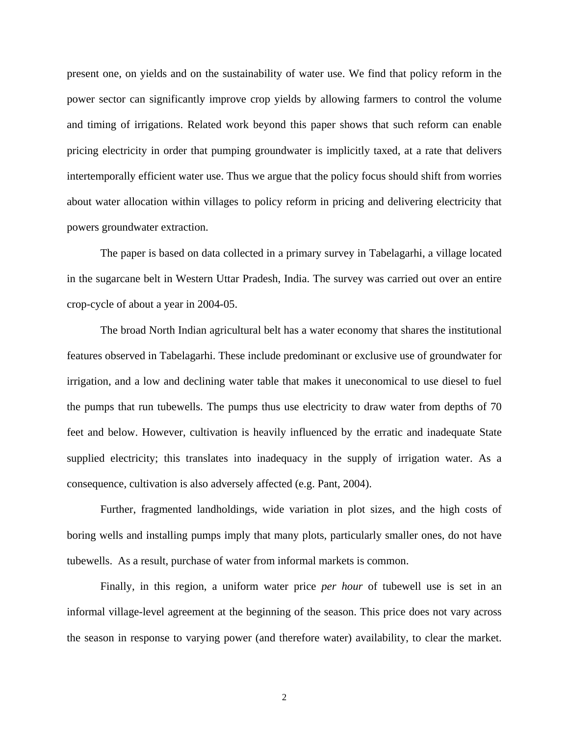present one, on yields and on the sustainability of water use. We find that policy reform in the power sector can significantly improve crop yields by allowing farmers to control the volume and timing of irrigations. Related work beyond this paper shows that such reform can enable pricing electricity in order that pumping groundwater is implicitly taxed, at a rate that delivers intertemporally efficient water use. Thus we argue that the policy focus should shift from worries about water allocation within villages to policy reform in pricing and delivering electricity that powers groundwater extraction.

The paper is based on data collected in a primary survey in Tabelagarhi, a village located in the sugarcane belt in Western Uttar Pradesh, India. The survey was carried out over an entire crop-cycle of about a year in 2004-05.

The broad North Indian agricultural belt has a water economy that shares the institutional features observed in Tabelagarhi. These include predominant or exclusive use of groundwater for irrigation, and a low and declining water table that makes it uneconomical to use diesel to fuel the pumps that run tubewells. The pumps thus use electricity to draw water from depths of 70 feet and below. However, cultivation is heavily influenced by the erratic and inadequate State supplied electricity; this translates into inadequacy in the supply of irrigation water. As a consequence, cultivation is also adversely affected (e.g. Pant, 2004).

Further, fragmented landholdings, wide variation in plot sizes, and the high costs of boring wells and installing pumps imply that many plots, particularly smaller ones, do not have tubewells. As a result, purchase of water from informal markets is common.

Finally, in this region, a uniform water price *per hour* of tubewell use is set in an informal village-level agreement at the beginning of the season. This price does not vary across the season in response to varying power (and therefore water) availability, to clear the market.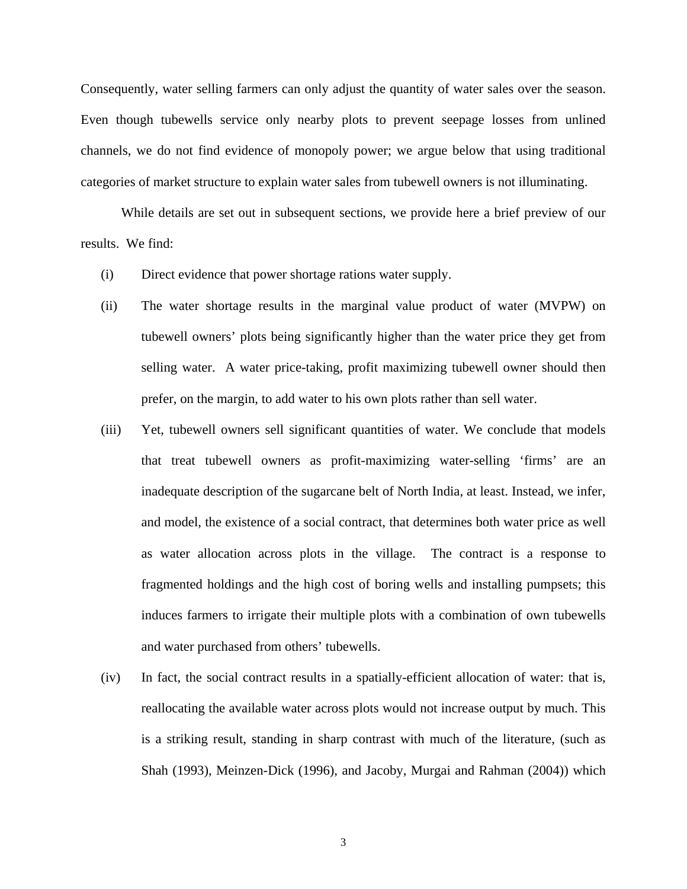Consequently, water selling farmers can only adjust the quantity of water sales over the season. Even though tubewells service only nearby plots to prevent seepage losses from unlined channels, we do not find evidence of monopoly power; we argue below that using traditional categories of market structure to explain water sales from tubewell owners is not illuminating.

While details are set out in subsequent sections, we provide here a brief preview of our results. We find:

(i) Direct evidence that power shortage rations water supply.

(ii) The water shortage results in the marginal value product of water (MVPW) on tubewell owners' plots being significantly higher than the water price they get from selling water. A water price-taking, profit maximizing tubewell owner should then prefer, on the margin, to add water to his own plots rather than sell water.

(iii) Yet, tubewell owners sell significant quantities of water. We conclude that models that treat tubewell owners as profit-maximizing water-selling 'firms' are an inadequate description of the sugarcane belt of North India, at least. Instead, we infer, and model, the existence of a social contract, that determines both water price as well as water allocation across plots in the village. The contract is a response to fragmented holdings and the high cost of boring wells and installing pumpsets; this induces farmers to irrigate their multiple plots with a combination of own tubewells and water purchased from others' tubewells.

(iv) In fact, the social contract results in a spatially-efficient allocation of water: that is, reallocating the available water across plots would not increase output by much. This is a striking result, standing in sharp contrast with much of the literature, (such as Shah (1993), Meinzen-Dick (1996), and Jacoby, Murgai and Rahman (2004)) which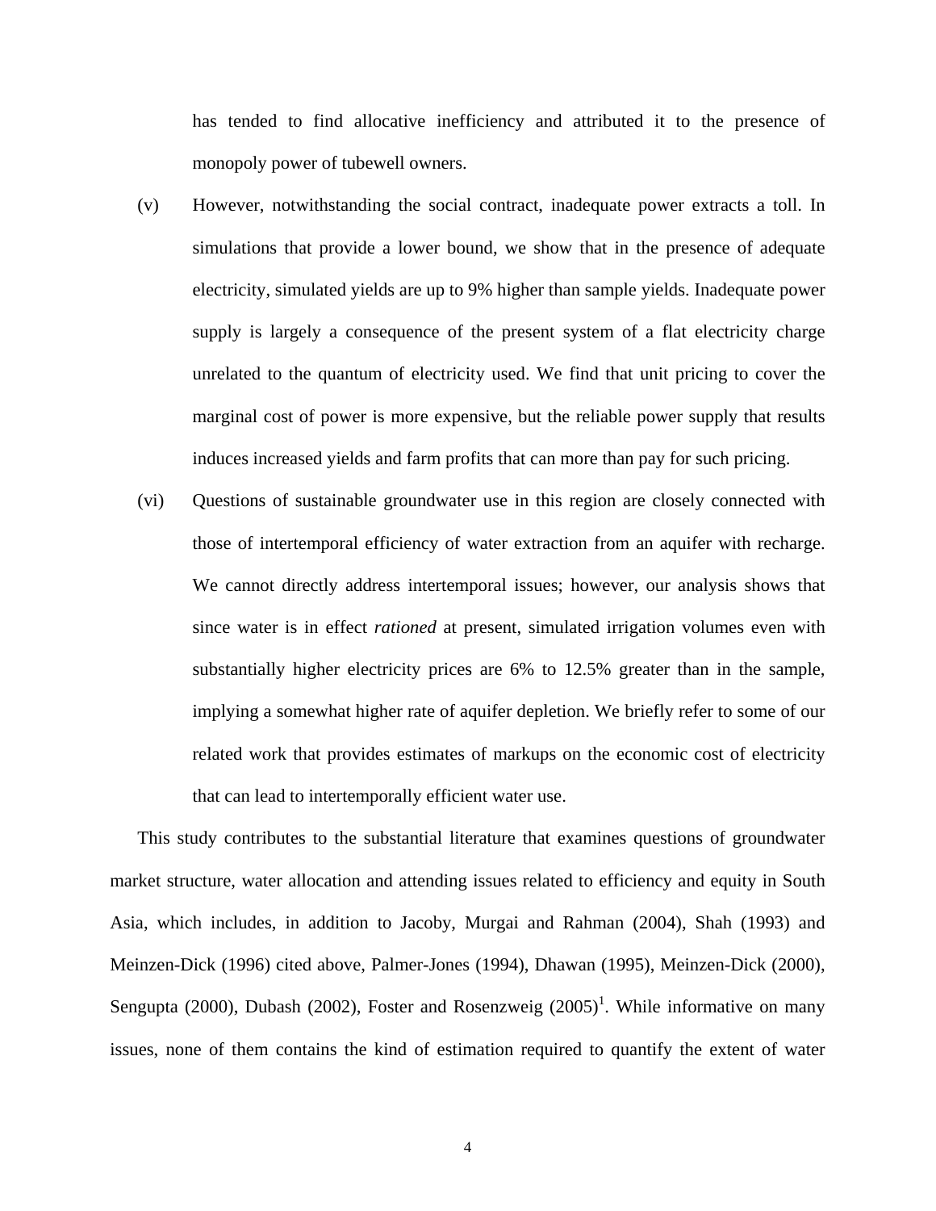has tended to find allocative inefficiency and attributed it to the presence of monopoly power of tubewell owners.

(v) However, notwithstanding the social contract, inadequate power extracts a toll. In simulations that provide a lower bound, we show that in the presence of adequate electricity, simulated yields are up to 9% higher than sample yields. Inadequate power supply is largely a consequence of the present system of a flat electricity charge unrelated to the quantum of electricity used. We find that unit pricing to cover the marginal cost of power is more expensive, but the reliable power supply that results induces increased yields and farm profits that can more than pay for such pricing.

(vi) Questions of sustainable groundwater use in this region are closely connected with those of intertemporal efficiency of water extraction from an aquifer with recharge. We cannot directly address intertemporal issues; however, our analysis shows that since water is in effect *rationed* at present, simulated irrigation volumes even with substantially higher electricity prices are 6% to 12.5% greater than in the sample, implying a somewhat higher rate of aquifer depletion. We briefly refer to some of our related work that provides estimates of markups on the economic cost of electricity that can lead to intertemporally efficient water use.

This study contributes to the substantial literature that examines questions of groundwater market structure, water allocation and attending issues related to efficiency and equity in South Asia, which includes, in addition to Jacoby, Murgai and Rahman (2004), Shah (1993) and Meinzen-Dick (1996) cited above, Palmer-Jones (1994), Dhawan (1995), Meinzen-Dick (2000), Sengupta (2000), Dubash (2002), Foster and Rosenzweig (2005)[1]. While informative on many issues, none of them contains the kind of estimation required to quantify the extent of water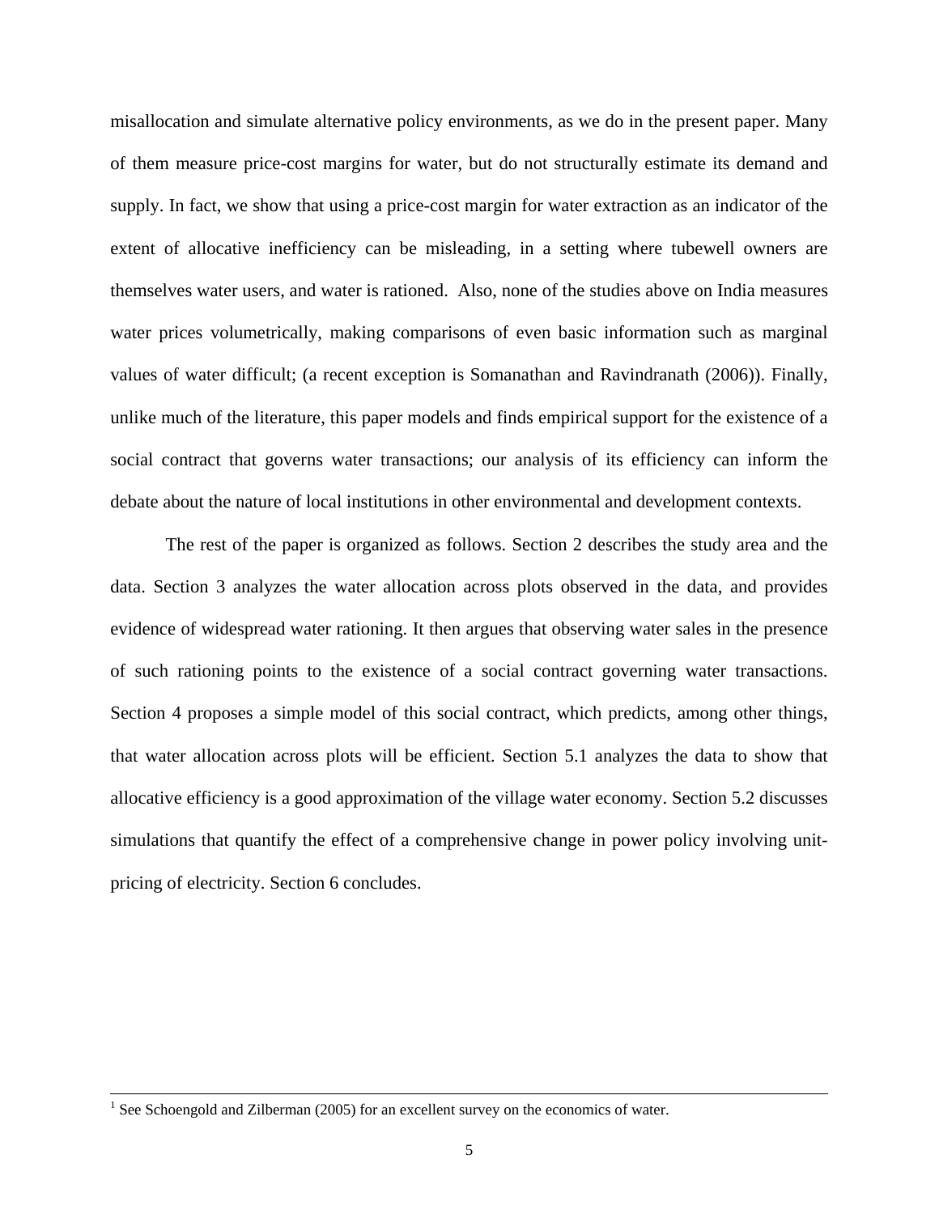misallocation and simulate alternative policy environments, as we do in the present paper. Many of them measure price-cost margins for water, but do not structurally estimate its demand and supply. In fact, we show that using a price-cost margin for water extraction as an indicator of the extent of allocative inefficiency can be misleading, in a setting where tubewell owners are themselves water users, and water is rationed. Also, none of the studies above on India measures water prices volumetrically, making comparisons of even basic information such as marginal values of water difficult; (a recent exception is Somanathan and Ravindranath (2006)). Finally, unlike much of the literature, this paper models and finds empirical support for the existence of a social contract that governs water transactions; our analysis of its efficiency can inform the debate about the nature of local institutions in other environmental and development contexts.

The rest of the paper is organized as follows. Section 2 describes the study area and the data. Section 3 analyzes the water allocation across plots observed in the data, and provides evidence of widespread water rationing. It then argues that observing water sales in the presence of such rationing points to the existence of a social contract governing water transactions. Section 4 proposes a simple model of this social contract, which predicts, among other things, that water allocation across plots will be efficient. Section 5.1 analyzes the data to show that allocative efficiency is a good approximation of the village water economy. Section 5.2 discusses simulations that quantify the effect of a comprehensive change in power policy involving unit-pricing of electricity. Section 6 concludes.

---

[1] See Schoengold and Zilberman (2005) for an excellent survey on the economics of water.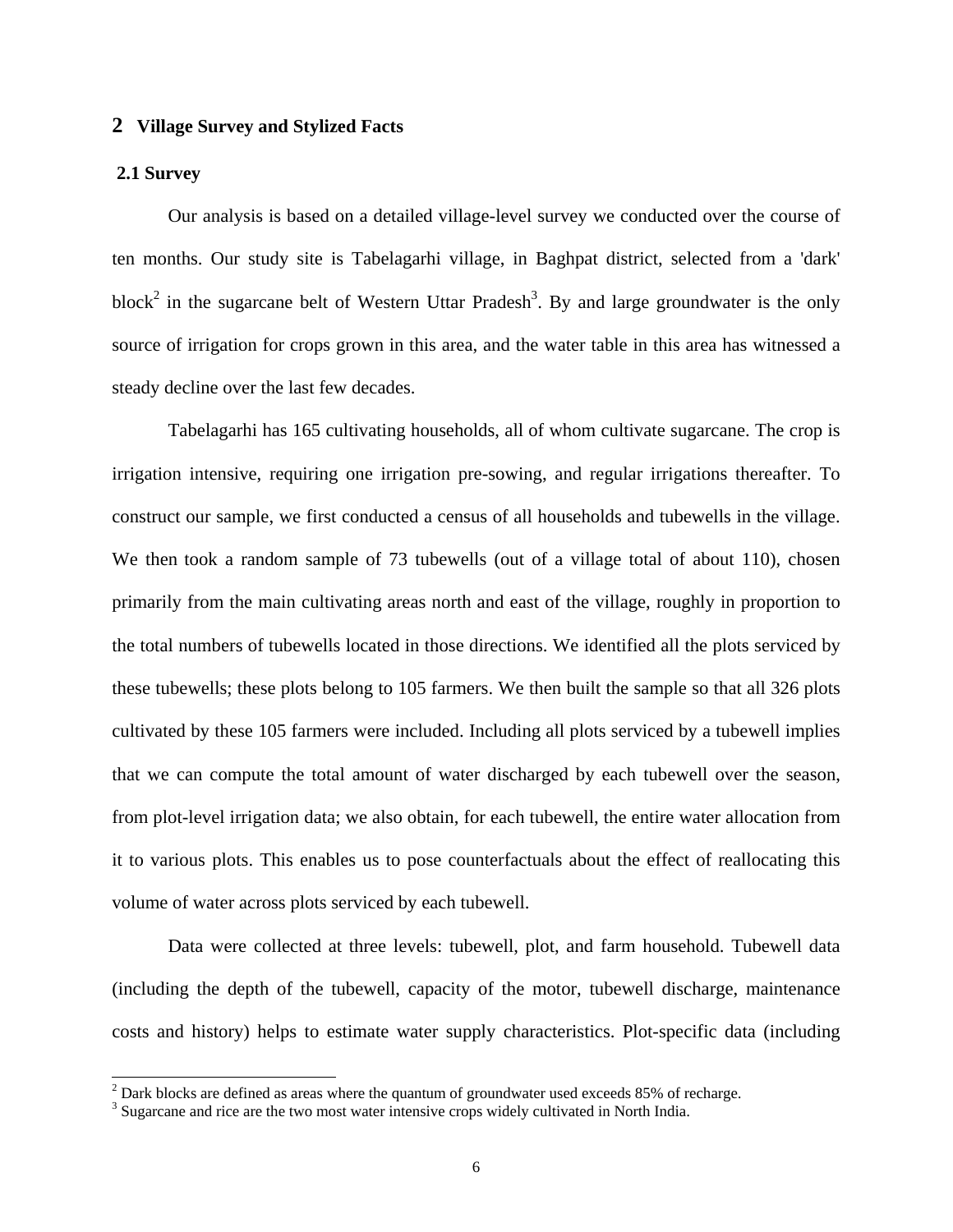## 2 Village Survey and Stylized Facts

### 2.1 Survey

Our analysis is based on a detailed village-level survey we conducted over the course of ten months. Our study site is Tabelagarhi village, in Baghpat district, selected from a 'dark' block[2] in the sugarcane belt of Western Uttar Pradesh[3]. By and large groundwater is the only source of irrigation for crops grown in this area, and the water table in this area has witnessed a steady decline over the last few decades.

Tabelagarhi has 165 cultivating households, all of whom cultivate sugarcane. The crop is irrigation intensive, requiring one irrigation pre-sowing, and regular irrigations thereafter. To construct our sample, we first conducted a census of all households and tubewells in the village. We then took a random sample of 73 tubewells (out of a village total of about 110), chosen primarily from the main cultivating areas north and east of the village, roughly in proportion to the total numbers of tubewells located in those directions. We identified all the plots serviced by these tubewells; these plots belong to 105 farmers. We then built the sample so that all 326 plots cultivated by these 105 farmers were included. Including all plots serviced by a tubewell implies that we can compute the total amount of water discharged by each tubewell over the season, from plot-level irrigation data; we also obtain, for each tubewell, the entire water allocation from it to various plots. This enables us to pose counterfactuals about the effect of reallocating this volume of water across plots serviced by each tubewell.

Data were collected at three levels: tubewell, plot, and farm household. Tubewell data (including the depth of the tubewell, capacity of the motor, tubewell discharge, maintenance costs and history) helps to estimate water supply characteristics. Plot-specific data (including

---

[2] Dark blocks are defined as areas where the quantum of groundwater used exceeds 85% of recharge.

[3] Sugarcane and rice are the two most water intensive crops widely cultivated in North India.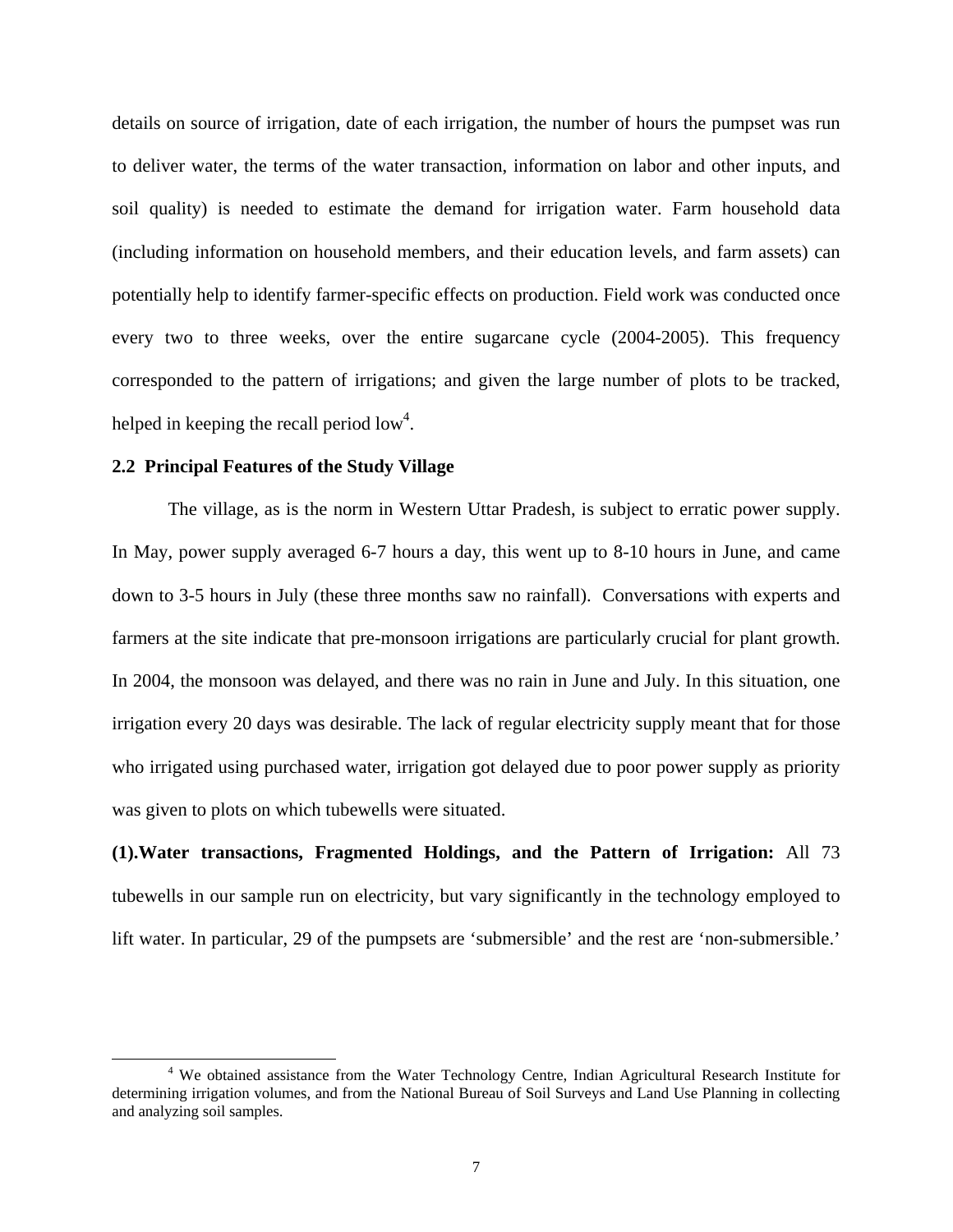details on source of irrigation, date of each irrigation, the number of hours the pumpset was run to deliver water, the terms of the water transaction, information on labor and other inputs, and soil quality) is needed to estimate the demand for irrigation water. Farm household data (including information on household members, and their education levels, and farm assets) can potentially help to identify farmer-specific effects on production. Field work was conducted once every two to three weeks, over the entire sugarcane cycle (2004-2005). This frequency corresponded to the pattern of irrigations; and given the large number of plots to be tracked, helped in keeping the recall period low[4].

### 2.2 Principal Features of the Study Village

The village, as is the norm in Western Uttar Pradesh, is subject to erratic power supply. In May, power supply averaged 6-7 hours a day, this went up to 8-10 hours in June, and came down to 3-5 hours in July (these three months saw no rainfall). Conversations with experts and farmers at the site indicate that pre-monsoon irrigations are particularly crucial for plant growth. In 2004, the monsoon was delayed, and there was no rain in June and July. In this situation, one irrigation every 20 days was desirable. The lack of regular electricity supply meant that for those who irrigated using purchased water, irrigation got delayed due to poor power supply as priority was given to plots on which tubewells were situated.

**(1).Water transactions, Fragmented Holdings, and the Pattern of Irrigation:** All 73 tubewells in our sample run on electricity, but vary significantly in the technology employed to lift water. In particular, 29 of the pumpsets are 'submersible' and the rest are 'non-submersible.'

[4] We obtained assistance from the Water Technology Centre, Indian Agricultural Research Institute for determining irrigation volumes, and from the National Bureau of Soil Surveys and Land Use Planning in collecting and analyzing soil samples.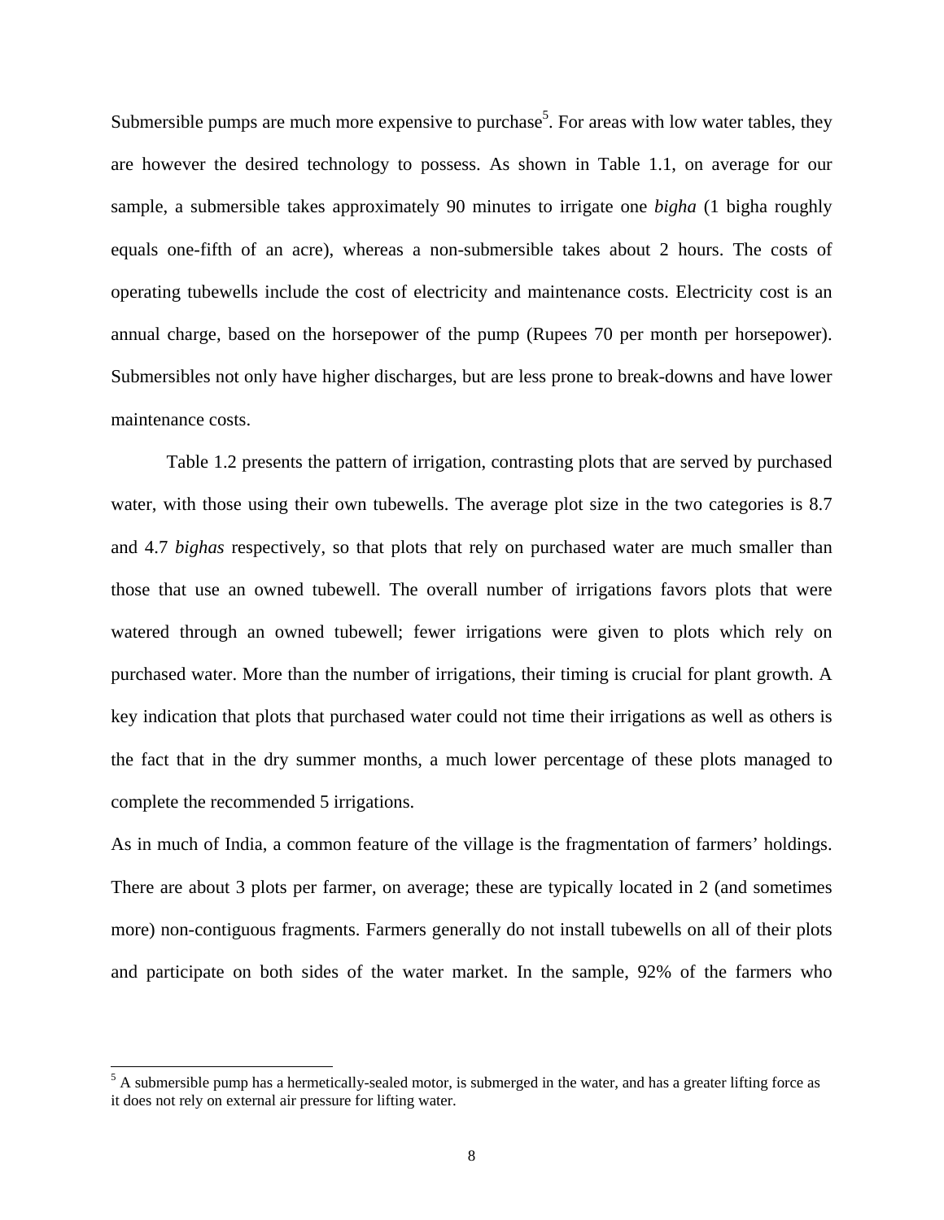Submersible pumps are much more expensive to purchase[5]. For areas with low water tables, they are however the desired technology to possess. As shown in Table 1.1, on average for our sample, a submersible takes approximately 90 minutes to irrigate one *bigha* (1 bigha roughly equals one-fifth of an acre), whereas a non-submersible takes about 2 hours. The costs of operating tubewells include the cost of electricity and maintenance costs. Electricity cost is an annual charge, based on the horsepower of the pump (Rupees 70 per month per horsepower). Submersibles not only have higher discharges, but are less prone to break-downs and have lower maintenance costs.

Table 1.2 presents the pattern of irrigation, contrasting plots that are served by purchased water, with those using their own tubewells. The average plot size in the two categories is 8.7 and 4.7 *bighas* respectively, so that plots that rely on purchased water are much smaller than those that use an owned tubewell. The overall number of irrigations favors plots that were watered through an owned tubewell; fewer irrigations were given to plots which rely on purchased water. More than the number of irrigations, their timing is crucial for plant growth. A key indication that plots that purchased water could not time their irrigations as well as others is the fact that in the dry summer months, a much lower percentage of these plots managed to complete the recommended 5 irrigations.

As in much of India, a common feature of the village is the fragmentation of farmers' holdings. There are about 3 plots per farmer, on average; these are typically located in 2 (and sometimes more) non-contiguous fragments. Farmers generally do not install tubewells on all of their plots and participate on both sides of the water market. In the sample, 92% of the farmers who

[5] A submersible pump has a hermetically-sealed motor, is submerged in the water, and has a greater lifting force as it does not rely on external air pressure for lifting water.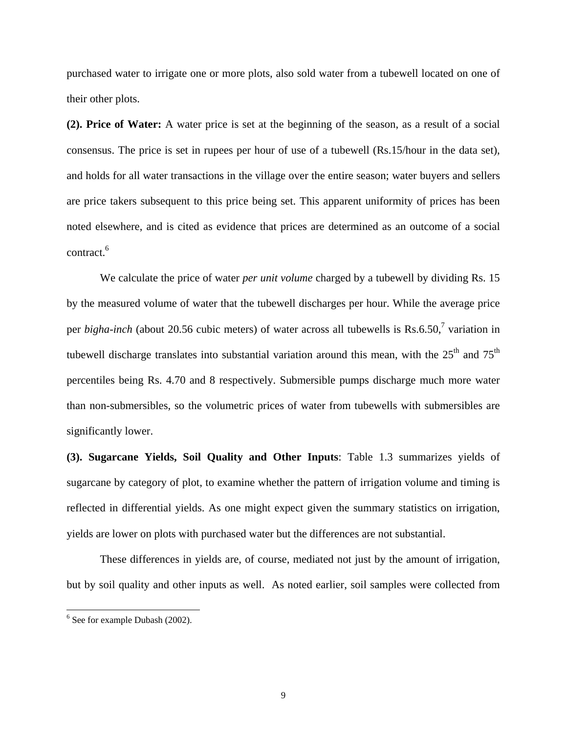purchased water to irrigate one or more plots, also sold water from a tubewell located on one of their other plots.

**(2). Price of Water:** A water price is set at the beginning of the season, as a result of a social consensus. The price is set in rupees per hour of use of a tubewell (Rs.15/hour in the data set), and holds for all water transactions in the village over the entire season; water buyers and sellers are price takers subsequent to this price being set. This apparent uniformity of prices has been noted elsewhere, and is cited as evidence that prices are determined as an outcome of a social contract.[6]

We calculate the price of water *per unit volume* charged by a tubewell by dividing Rs. 15 by the measured volume of water that the tubewell discharges per hour. While the average price per *bigha-inch* (about 20.56 cubic meters) of water across all tubewells is Rs.6.50,[7] variation in tubewell discharge translates into substantial variation around this mean, with the 25$^{th}$ and 75$^{th}$ percentiles being Rs. 4.70 and 8 respectively. Submersible pumps discharge much more water than non-submersibles, so the volumetric prices of water from tubewells with submersibles are significantly lower.

**(3). Sugarcane Yields, Soil Quality and Other Inputs**: Table 1.3 summarizes yields of sugarcane by category of plot, to examine whether the pattern of irrigation volume and timing is reflected in differential yields. As one might expect given the summary statistics on irrigation, yields are lower on plots with purchased water but the differences are not substantial.

These differences in yields are, of course, mediated not just by the amount of irrigation, but by soil quality and other inputs as well. As noted earlier, soil samples were collected from

[6] See for example Dubash (2002).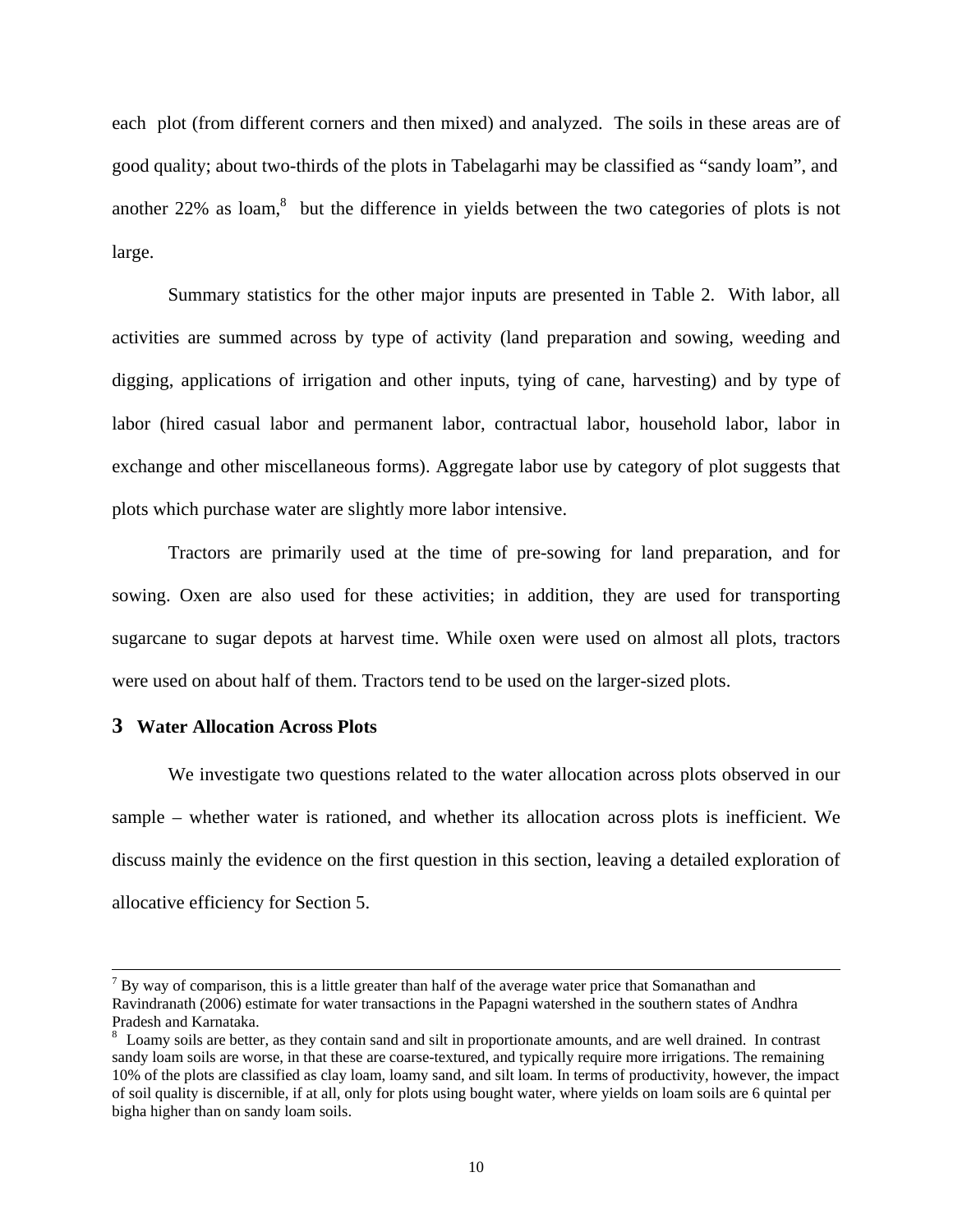each plot (from different corners and then mixed) and analyzed. The soils in these areas are of good quality; about two-thirds of the plots in Tabelagarhi may be classified as “sandy loam”, and another 22% as loam,[8] but the difference in yields between the two categories of plots is not large.

Summary statistics for the other major inputs are presented in Table 2. With labor, all activities are summed across by type of activity (land preparation and sowing, weeding and digging, applications of irrigation and other inputs, tying of cane, harvesting) and by type of labor (hired casual labor and permanent labor, contractual labor, household labor, labor in exchange and other miscellaneous forms). Aggregate labor use by category of plot suggests that plots which purchase water are slightly more labor intensive.

Tractors are primarily used at the time of pre-sowing for land preparation, and for sowing. Oxen are also used for these activities; in addition, they are used for transporting sugarcane to sugar depots at harvest time. While oxen were used on almost all plots, tractors were used on about half of them. Tractors tend to be used on the larger-sized plots.

## 3 Water Allocation Across Plots

We investigate two questions related to the water allocation across plots observed in our sample – whether water is rationed, and whether its allocation across plots is inefficient. We discuss mainly the evidence on the first question in this section, leaving a detailed exploration of allocative efficiency for Section 5.

---

[7] By way of comparison, this is a little greater than half of the average water price that Somanathan and Ravindranath (2006) estimate for water transactions in the Papagni watershed in the southern states of Andhra Pradesh and Karnataka.

[8] Loamy soils are better, as they contain sand and silt in proportionate amounts, and are well drained. In contrast sandy loam soils are worse, in that these are coarse-textured, and typically require more irrigations. The remaining 10% of the plots are classified as clay loam, loamy sand, and silt loam. In terms of productivity, however, the impact of soil quality is discernible, if at all, only for plots using bought water, where yields on loam soils are 6 quintal per bigha higher than on sandy loam soils.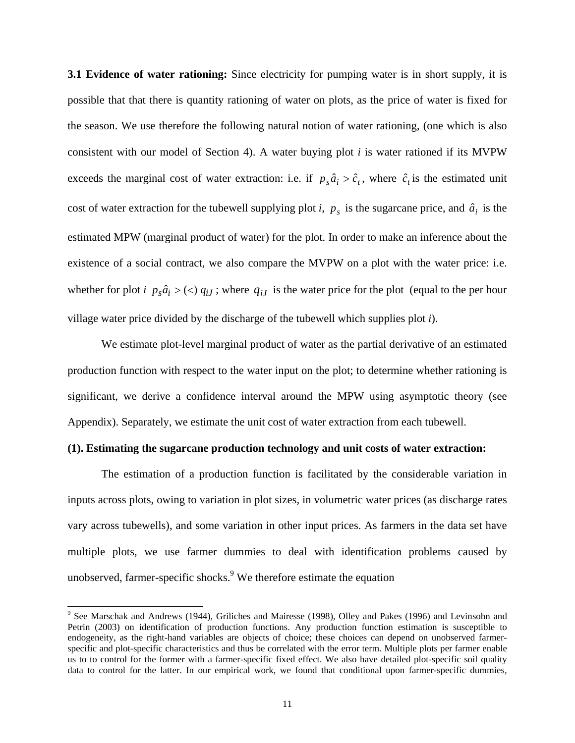**3.1 Evidence of water rationing:** Since electricity for pumping water is in short supply, it is possible that that there is quantity rationing of water on plots, as the price of water is fixed for the season. We use therefore the following natural notion of water rationing, (one which is also consistent with our model of Section 4). A water buying plot *i* is water rationed if its MVPW exceeds the marginal cost of water extraction: i.e. if $p_s \hat{a}_i > \hat{c}_t$, where $\hat{c}_t$ is the estimated unit cost of water extraction for the tubewell supplying plot *i*, $p_s$ is the sugarcane price, and $\hat{a}_i$ is the estimated MPW (marginal product of water) for the plot. In order to make an inference about the existence of a social contract, we also compare the MVPW on a plot with the water price: i.e. whether for plot *i* $p_s \hat{a}_i > (<)\, q_{iJ}$ ; where $q_{iJ}$ is the water price for the plot (equal to the per hour village water price divided by the discharge of the tubewell which supplies plot *i*).

We estimate plot-level marginal product of water as the partial derivative of an estimated production function with respect to the water input on the plot; to determine whether rationing is significant, we derive a confidence interval around the MPW using asymptotic theory (see Appendix). Separately, we estimate the unit cost of water extraction from each tubewell.

**(1). Estimating the sugarcane production technology and unit costs of water extraction:**

The estimation of a production function is facilitated by the considerable variation in inputs across plots, owing to variation in plot sizes, in volumetric water prices (as discharge rates vary across tubewells), and some variation in other input prices. As farmers in the data set have multiple plots, we use farmer dummies to deal with identification problems caused by unobserved, farmer-specific shocks.[9] We therefore estimate the equation

[9] See Marschak and Andrews (1944), Griliches and Mairesse (1998), Olley and Pakes (1996) and Levinsohn and Petrin (2003) on identification of production functions. Any production function estimation is susceptible to endogeneity, as the right-hand variables are objects of choice; these choices can depend on unobserved farmer-specific and plot-specific characteristics and thus be correlated with the error term. Multiple plots per farmer enable us to to control for the former with a farmer-specific fixed effect. We also have detailed plot-specific soil quality data to control for the latter. In our empirical work, we found that conditional upon farmer-specific dummies,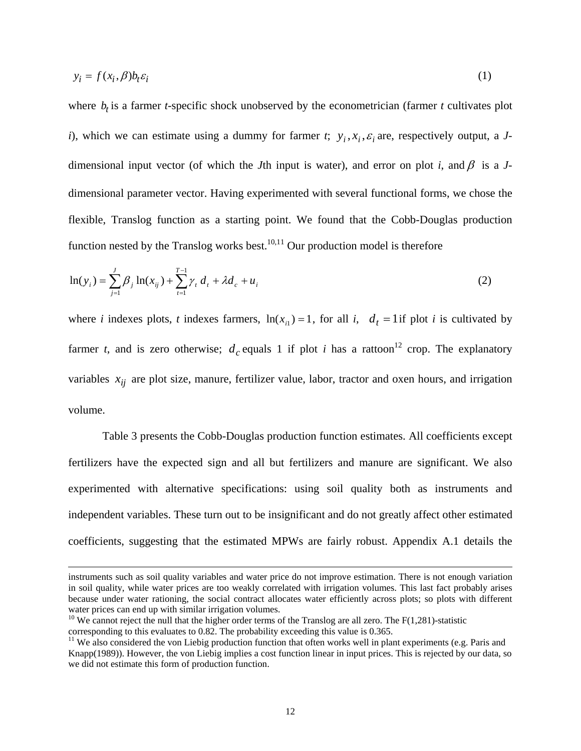$$y_i = f(x_i, \beta) b_t \varepsilon_i \tag{1}$$

where $b_t$ is a farmer *t*-specific shock unobserved by the econometrician (farmer *t* cultivates plot *i*), which we can estimate using a dummy for farmer *t*; $y_i, x_i, \varepsilon_i$ are, respectively output, a *J*-dimensional input vector (of which the *J*th input is water), and error on plot *i*, and $\beta$ is a *J*-dimensional parameter vector. Having experimented with several functional forms, we chose the flexible, Translog function as a starting point. We found that the Cobb-Douglas production function nested by the Translog works best.[10,11] Our production model is therefore

$$\ln(y_i) = \sum_{j=1}^{J} \beta_j \ln(x_{ij}) + \sum_{t=1}^{T-1} \gamma_t d_t + \lambda d_c + u_i \tag{2}$$

where *i* indexes plots, *t* indexes farmers, $\ln(x_{i1}) = 1$, for all *i*, $d_t = 1$ if plot *i* is cultivated by farmer *t*, and is zero otherwise; $d_c$ equals 1 if plot *i* has a rattoon[12] crop. The explanatory variables $x_{ij}$ are plot size, manure, fertilizer value, labor, tractor and oxen hours, and irrigation volume.

Table 3 presents the Cobb-Douglas production function estimates. All coefficients except fertilizers have the expected sign and all but fertilizers and manure are significant. We also experimented with alternative specifications: using soil quality both as instruments and independent variables. These turn out to be insignificant and do not greatly affect other estimated coefficients, suggesting that the estimated MPWs are fairly robust. Appendix A.1 details the

---

instruments such as soil quality variables and water price do not improve estimation. There is not enough variation in soil quality, while water prices are too weakly correlated with irrigation volumes. This last fact probably arises because under water rationing, the social contract allocates water efficiently across plots; so plots with different water prices can end up with similar irrigation volumes.

[10] We cannot reject the null that the higher order terms of the Translog are all zero. The $F(1,281)$-statistic corresponding to this evaluates to 0.82. The probability exceeding this value is 0.365.

[11] We also considered the von Liebig production function that often works well in plant experiments (e.g. Paris and Knapp(1989)). However, the von Liebig implies a cost function linear in input prices. This is rejected by our data, so we did not estimate this form of production function.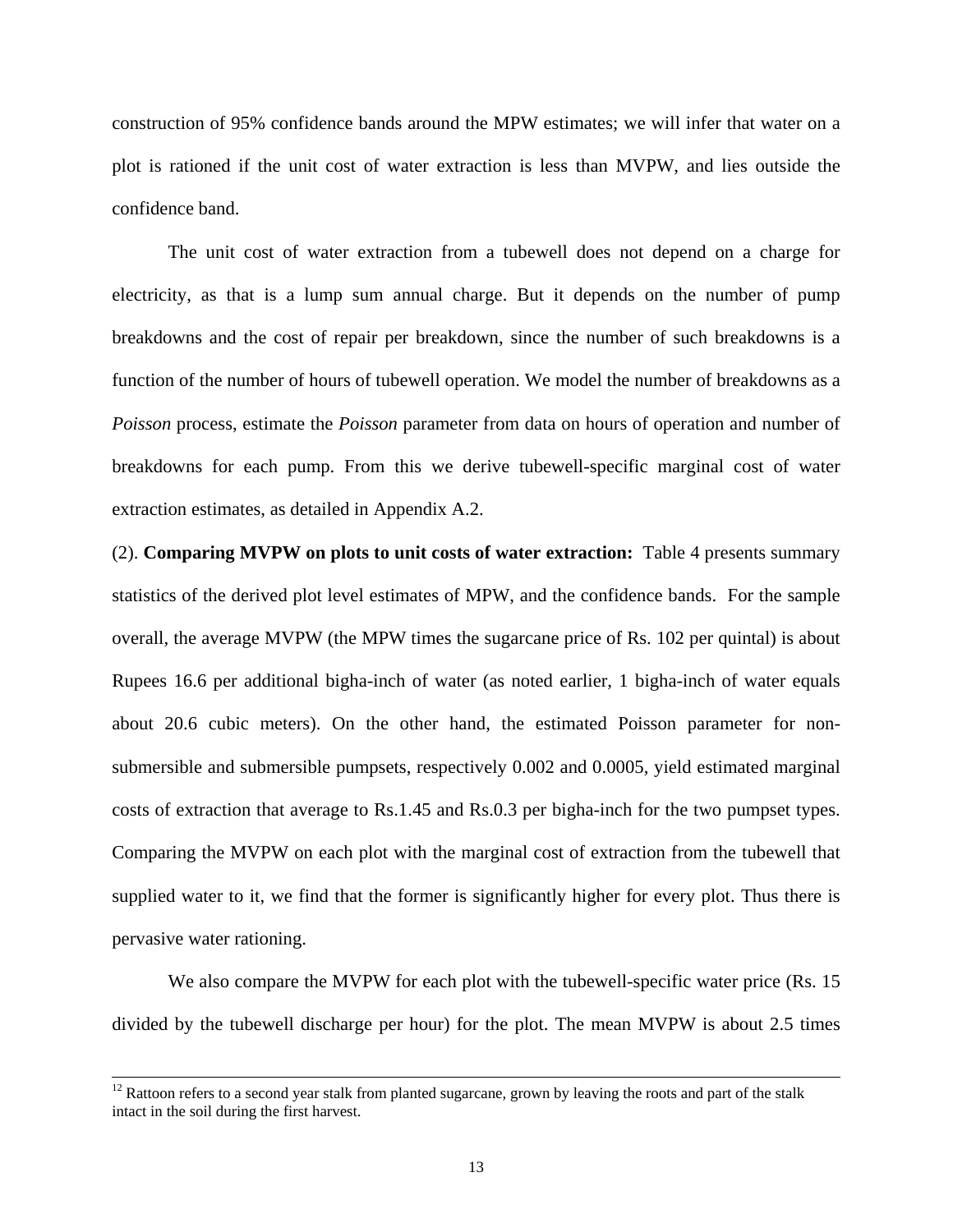construction of 95% confidence bands around the MPW estimates; we will infer that water on a plot is rationed if the unit cost of water extraction is less than MVPW, and lies outside the confidence band.

The unit cost of water extraction from a tubewell does not depend on a charge for electricity, as that is a lump sum annual charge. But it depends on the number of pump breakdowns and the cost of repair per breakdown, since the number of such breakdowns is a function of the number of hours of tubewell operation. We model the number of breakdowns as a *Poisson* process, estimate the *Poisson* parameter from data on hours of operation and number of breakdowns for each pump. From this we derive tubewell-specific marginal cost of water extraction estimates, as detailed in Appendix A.2.

(2). **Comparing MVPW on plots to unit costs of water extraction:** Table 4 presents summary statistics of the derived plot level estimates of MPW, and the confidence bands. For the sample overall, the average MVPW (the MPW times the sugarcane price of Rs. 102 per quintal) is about Rupees 16.6 per additional bigha-inch of water (as noted earlier, 1 bigha-inch of water equals about 20.6 cubic meters). On the other hand, the estimated Poisson parameter for non-submersible and submersible pumpsets, respectively 0.002 and 0.0005, yield estimated marginal costs of extraction that average to Rs.1.45 and Rs.0.3 per bigha-inch for the two pumpset types. Comparing the MVPW on each plot with the marginal cost of extraction from the tubewell that supplied water to it, we find that the former is significantly higher for every plot. Thus there is pervasive water rationing.

We also compare the MVPW for each plot with the tubewell-specific water price (Rs. 15 divided by the tubewell discharge per hour) for the plot. The mean MVPW is about 2.5 times

[12] Rattoon refers to a second year stalk from planted sugarcane, grown by leaving the roots and part of the stalk intact in the soil during the first harvest.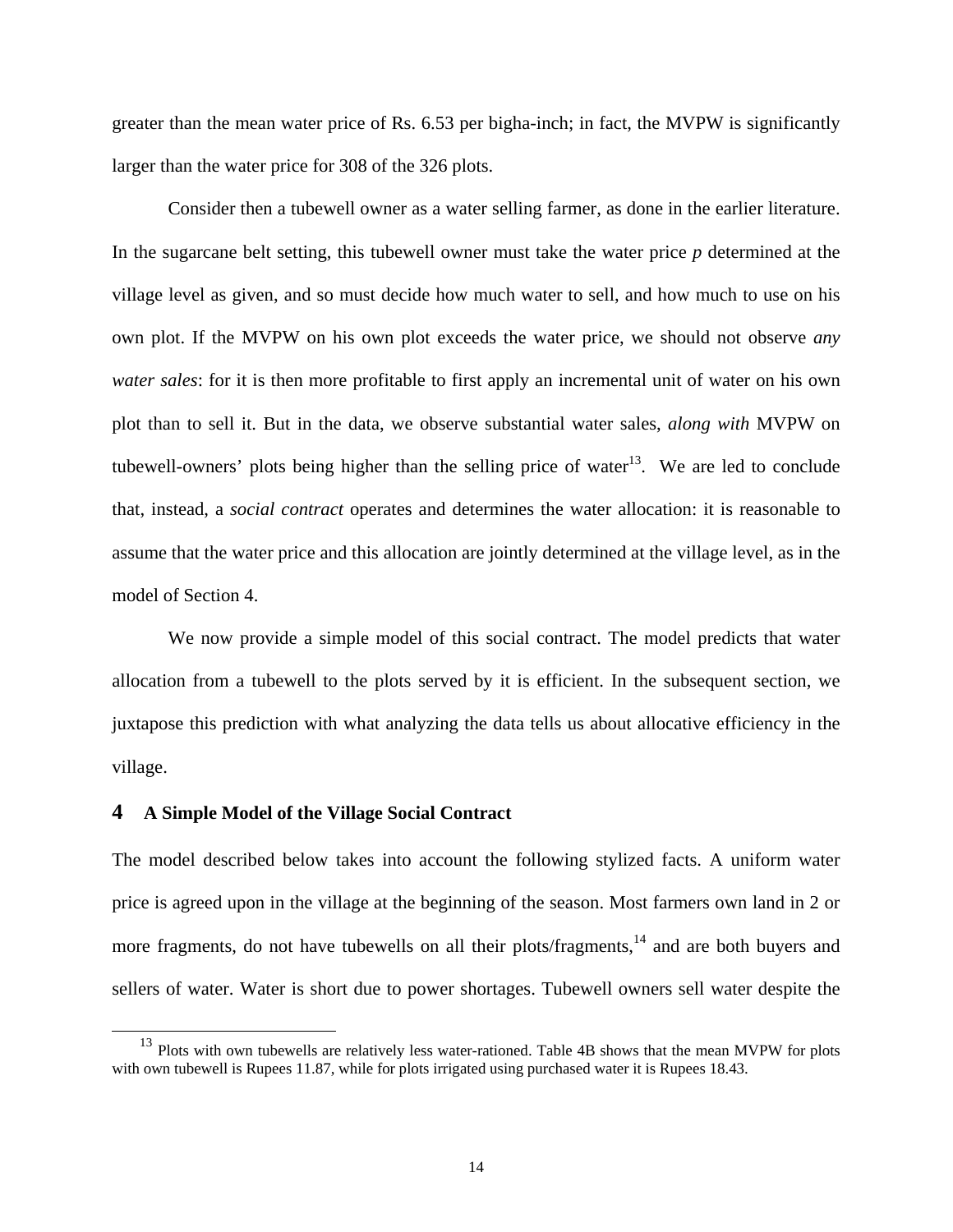greater than the mean water price of Rs. 6.53 per bigha-inch; in fact, the MVPW is significantly larger than the water price for 308 of the 326 plots.

Consider then a tubewell owner as a water selling farmer, as done in the earlier literature. In the sugarcane belt setting, this tubewell owner must take the water price *p* determined at the village level as given, and so must decide how much water to sell, and how much to use on his own plot. If the MVPW on his own plot exceeds the water price, we should not observe *any water sales*: for it is then more profitable to first apply an incremental unit of water on his own plot than to sell it. But in the data, we observe substantial water sales, *along with* MVPW on tubewell-owners' plots being higher than the selling price of water[13]. We are led to conclude that, instead, a *social contract* operates and determines the water allocation: it is reasonable to assume that the water price and this allocation are jointly determined at the village level, as in the model of Section 4.

We now provide a simple model of this social contract. The model predicts that water allocation from a tubewell to the plots served by it is efficient. In the subsequent section, we juxtapose this prediction with what analyzing the data tells us about allocative efficiency in the village.

## 4 A Simple Model of the Village Social Contract

The model described below takes into account the following stylized facts. A uniform water price is agreed upon in the village at the beginning of the season. Most farmers own land in 2 or more fragments, do not have tubewells on all their plots/fragments,[14] and are both buyers and sellers of water. Water is short due to power shortages. Tubewell owners sell water despite the

[13] Plots with own tubewells are relatively less water-rationed. Table 4B shows that the mean MVPW for plots with own tubewell is Rupees 11.87, while for plots irrigated using purchased water it is Rupees 18.43.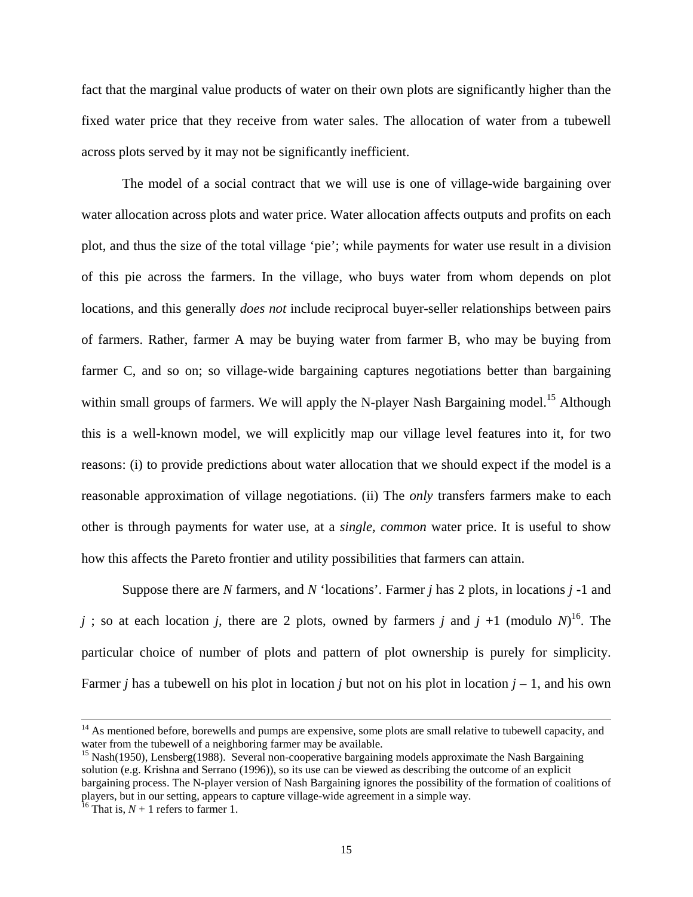fact that the marginal value products of water on their own plots are significantly higher than the fixed water price that they receive from water sales. The allocation of water from a tubewell across plots served by it may not be significantly inefficient.

The model of a social contract that we will use is one of village-wide bargaining over water allocation across plots and water price. Water allocation affects outputs and profits on each plot, and thus the size of the total village 'pie'; while payments for water use result in a division of this pie across the farmers. In the village, who buys water from whom depends on plot locations, and this generally *does not* include reciprocal buyer-seller relationships between pairs of farmers. Rather, farmer A may be buying water from farmer B, who may be buying from farmer C, and so on; so village-wide bargaining captures negotiations better than bargaining within small groups of farmers. We will apply the N-player Nash Bargaining model.[15] Although this is a well-known model, we will explicitly map our village level features into it, for two reasons: (i) to provide predictions about water allocation that we should expect if the model is a reasonable approximation of village negotiations. (ii) The *only* transfers farmers make to each other is through payments for water use, at a *single, common* water price. It is useful to show how this affects the Pareto frontier and utility possibilities that farmers can attain.

Suppose there are $N$ farmers, and $N$ 'locations'. Farmer $j$ has 2 plots, in locations $j$ -1 and $j$ ; so at each location $j$, there are 2 plots, owned by farmers $j$ and $j$ +1 (modulo $N$)[16]. The particular choice of number of plots and pattern of plot ownership is purely for simplicity. Farmer $j$ has a tubewell on his plot in location $j$ but not on his plot in location $j$ – 1, and his own

---

[14] As mentioned before, borewells and pumps are expensive, some plots are small relative to tubewell capacity, and water from the tubewell of a neighboring farmer may be available.

[15] Nash(1950), Lensberg(1988). Several non-cooperative bargaining models approximate the Nash Bargaining solution (e.g. Krishna and Serrano (1996)), so its use can be viewed as describing the outcome of an explicit bargaining process. The N-player version of Nash Bargaining ignores the possibility of the formation of coalitions of players, but in our setting, appears to capture village-wide agreement in a simple way.

[16] That is, $N$ + 1 refers to farmer 1.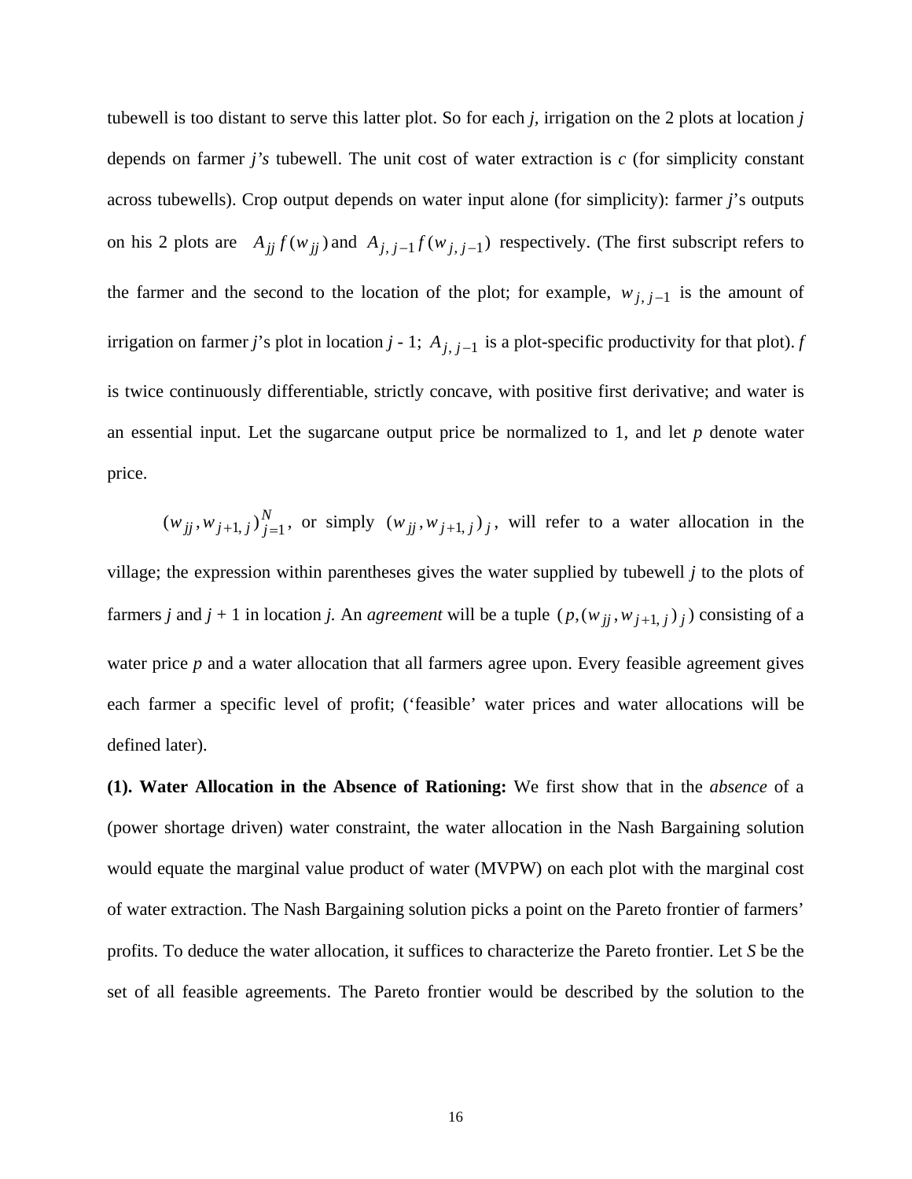tubewell is too distant to serve this latter plot. So for each *j*, irrigation on the 2 plots at location *j* depends on farmer *j's* tubewell. The unit cost of water extraction is *c* (for simplicity constant across tubewells). Crop output depends on water input alone (for simplicity): farmer *j*'s outputs on his 2 plots are $A_{jj} f(w_{jj})$ and $A_{j,j-1} f(w_{j,j-1})$ respectively. (The first subscript refers to the farmer and the second to the location of the plot; for example, $w_{j,j-1}$ is the amount of irrigation on farmer *j*'s plot in location *j* - 1; $A_{j,j-1}$ is a plot-specific productivity for that plot). *f* is twice continuously differentiable, strictly concave, with positive first derivative; and water is an essential input. Let the sugarcane output price be normalized to 1, and let *p* denote water price.

$(w_{jj}, w_{j+1,j})_{j=1}^{N}$, or simply $(w_{jj}, w_{j+1,j})_j$, will refer to a water allocation in the village; the expression within parentheses gives the water supplied by tubewell *j* to the plots of farmers *j* and *j* + 1 in location *j.* An *agreement* will be a tuple $(p,(w_{jj}, w_{j+1,j})_j)$ consisting of a water price *p* and a water allocation that all farmers agree upon. Every feasible agreement gives each farmer a specific level of profit; ('feasible' water prices and water allocations will be defined later).

**(1). Water Allocation in the Absence of Rationing:** We first show that in the *absence* of a (power shortage driven) water constraint, the water allocation in the Nash Bargaining solution would equate the marginal value product of water (MVPW) on each plot with the marginal cost of water extraction. The Nash Bargaining solution picks a point on the Pareto frontier of farmers' profits. To deduce the water allocation, it suffices to characterize the Pareto frontier. Let *S* be the set of all feasible agreements. The Pareto frontier would be described by the solution to the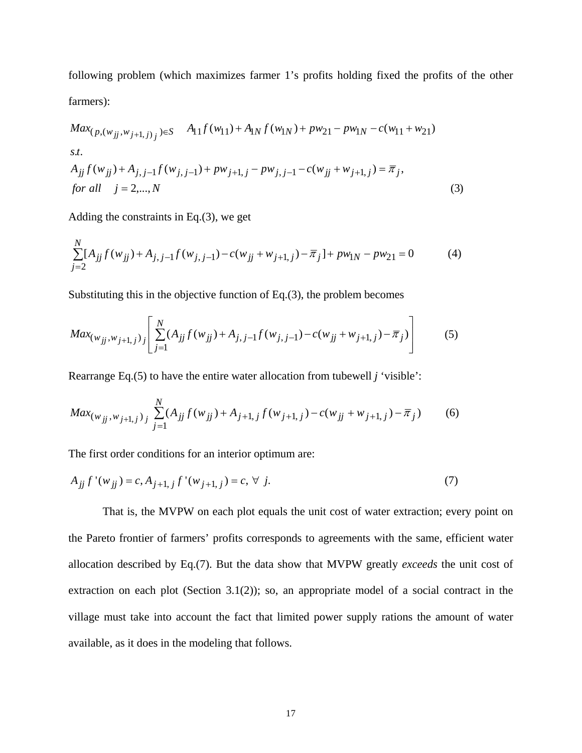following problem (which maximizes farmer 1's profits holding fixed the profits of the other farmers):

$$
\begin{aligned}
& Max_{(p,(w_{jj},w_{j+1,j})_j)\in S} \quad A_{11} f(w_{11}) + A_{1N} f(w_{1N}) + pw_{21} - pw_{1N} - c(w_{11} + w_{21}) \\
& s.t. \\
& A_{jj} f(w_{jj}) + A_{j,j-1} f(w_{j,j-1}) + pw_{j+1,j} - pw_{j,j-1} - c(w_{jj} + w_{j+1,j}) = \overline{\pi}_j, \\
& for\ all \quad j = 2,...,N
\end{aligned} \tag{3}
$$

Adding the constraints in Eq.(3), we get

$$
\sum_{j=2}^{N} [A_{jj} f(w_{jj}) + A_{j,j-1} f(w_{j,j-1}) - c(w_{jj} + w_{j+1,j}) - \overline{\pi}_j] + pw_{1N} - pw_{21} = 0 \tag{4}
$$

Substituting this in the objective function of Eq.(3), the problem becomes

$$
Max_{(w_{jj},w_{j+1,j})_j} \left[ \sum_{j=1}^{N} (A_{jj} f(w_{jj}) + A_{j,j-1} f(w_{j,j-1}) - c(w_{jj} + w_{j+1,j}) - \overline{\pi}_j) \right] \tag{5}
$$

Rearrange Eq.(5) to have the entire water allocation from tubewell *j* 'visible':

$$
Max_{(w_{jj},w_{j+1,j})_j} \sum_{j=1}^{N} (A_{jj} f(w_{jj}) + A_{j+1,j} f(w_{j+1,j}) - c(w_{jj} + w_{j+1,j}) - \overline{\pi}_j) \tag{6}
$$

The first order conditions for an interior optimum are:

$$
A_{jj} f'(w_{jj}) = c, A_{j+1,j} f'(w_{j+1,j}) = c, \ \forall \ j. \tag{7}
$$

That is, the MVPW on each plot equals the unit cost of water extraction; every point on the Pareto frontier of farmers' profits corresponds to agreements with the same, efficient water allocation described by Eq.(7). But the data show that MVPW greatly *exceeds* the unit cost of extraction on each plot (Section 3.1(2)); so, an appropriate model of a social contract in the village must take into account the fact that limited power supply rations the amount of water available, as it does in the modeling that follows.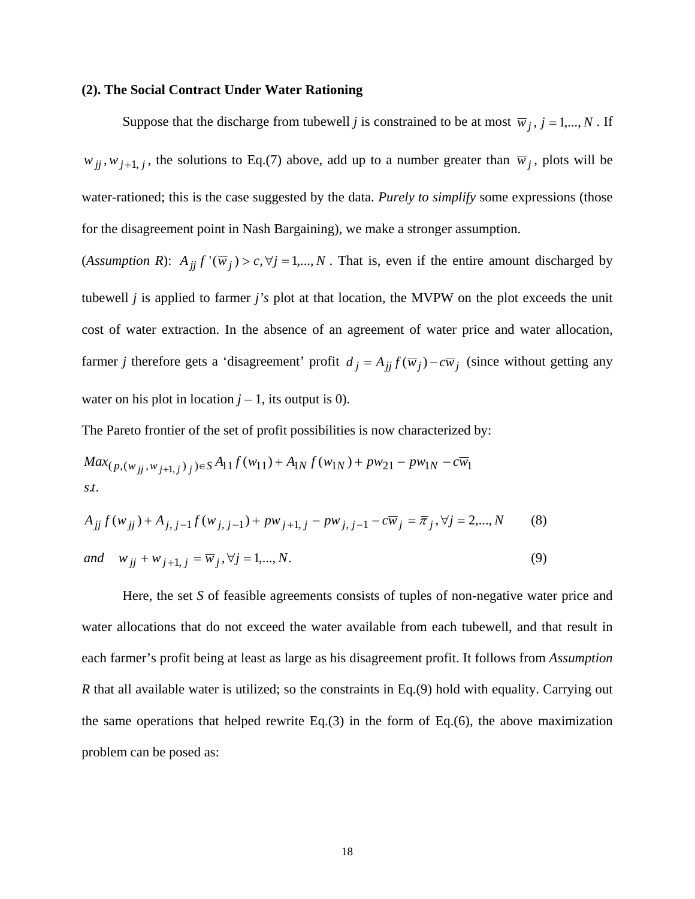**(2). The Social Contract Under Water Rationing**

Suppose that the discharge from tubewell *j* is constrained to be at most $\overline{w}_j,\ j = 1,...,N$ . If $w_{jj}, w_{j+1,j}$, the solutions to Eq.(7) above, add up to a number greater than $\overline{w}_j$, plots will be water-rationed; this is the case suggested by the data. *Purely to simplify* some expressions (those for the disagreement point in Nash Bargaining), we make a stronger assumption.

(*Assumption R*): $A_{jj} f'(\overline{w}_j) > c, \forall j = 1,..., N$ . That is, even if the entire amount discharged by tubewell *j* is applied to farmer *j's* plot at that location, the MVPW on the plot exceeds the unit cost of water extraction. In the absence of an agreement of water price and water allocation, farmer *j* therefore gets a 'disagreement' profit $d_j = A_{jj} f(\overline{w}_j) - c\overline{w}_j$ (since without getting any water on his plot in location *j* – 1, its output is 0).

The Pareto frontier of the set of profit possibilities is now characterized by:

$$Max_{(p,(w_{jj}, w_{j+1,j})_j) \in S}\ A_{11} f(w_{11}) + A_{1N} f(w_{1N}) + pw_{21} - pw_{1N} - c\overline{w}_1$$

$$s.t.$$

$$A_{jj} f(w_{jj}) + A_{j,j-1} f(w_{j,j-1}) + pw_{j+1,j} - pw_{j,j-1} - c\overline{w}_j = \overline{\pi}_j, \forall j = 2,..., N \qquad (8)$$

$$and \quad w_{jj} + w_{j+1,j} = \overline{w}_j, \forall j = 1,..., N. \qquad (9)$$

Here, the set *S* of feasible agreements consists of tuples of non-negative water price and water allocations that do not exceed the water available from each tubewell, and that result in each farmer's profit being at least as large as his disagreement profit. It follows from *Assumption R* that all available water is utilized; so the constraints in Eq.(9) hold with equality. Carrying out the same operations that helped rewrite Eq.(3) in the form of Eq.(6), the above maximization problem can be posed as: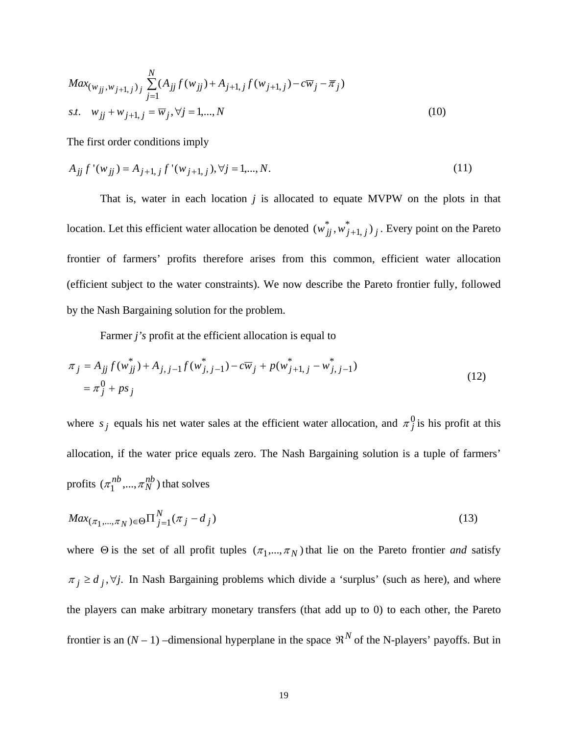$$
\begin{aligned}
&Max_{(w_{jj}, w_{j+1,j})_j} \sum_{j=1}^{N} (A_{jj} f(w_{jj}) + A_{j+1,j} f(w_{j+1,j}) - c\overline{w}_j - \overline{\pi}_j) \\
&s.t. \quad w_{jj} + w_{j+1,j} = \overline{w}_j, \forall j = 1,..., N
\end{aligned} \tag{10}
$$

The first order conditions imply

$$
A_{jj} f'(w_{jj}) = A_{j+1,j} f'(w_{j+1,j}), \forall j = 1,..., N. \tag{11}
$$

That is, water in each location $j$ is allocated to equate MVPW on the plots in that location. Let this efficient water allocation be denoted $(w^*_{jj}, w^*_{j+1,j})_j$. Every point on the Pareto frontier of farmers' profits therefore arises from this common, efficient water allocation (efficient subject to the water constraints). We now describe the Pareto frontier fully, followed by the Nash Bargaining solution for the problem.

Farmer *j's* profit at the efficient allocation is equal to

$$
\begin{aligned}
\pi_j &= A_{jj} f(w^*_{jj}) + A_{j,j-1} f(w^*_{j,j-1}) - c\overline{w}_j + p(w^*_{j+1,j} - w^*_{j,j-1}) \\
&= \pi^0_j + ps_j
\end{aligned} \tag{12}
$$

where $s_j$ equals his net water sales at the efficient water allocation, and $\pi^0_j$ is his profit at this allocation, if the water price equals zero. The Nash Bargaining solution is a tuple of farmers' profits $(\pi^{nb}_1,...,\pi^{nb}_N)$ that solves

$$
Max_{(\pi_1,...,\pi_N)\in\Theta} \Pi^N_{j=1}(\pi_j - d_j) \tag{13}
$$

where $\Theta$ is the set of all profit tuples $(\pi_1,...,\pi_N)$ that lie on the Pareto frontier *and* satisfy $\pi_j \geq d_j, \forall j.$ In Nash Bargaining problems which divide a 'surplus' (such as here), and where the players can make arbitrary monetary transfers (that add up to 0) to each other, the Pareto frontier is an ($N$ – 1) –dimensional hyperplane in the space $\Re^N$ of the N-players' payoffs. But in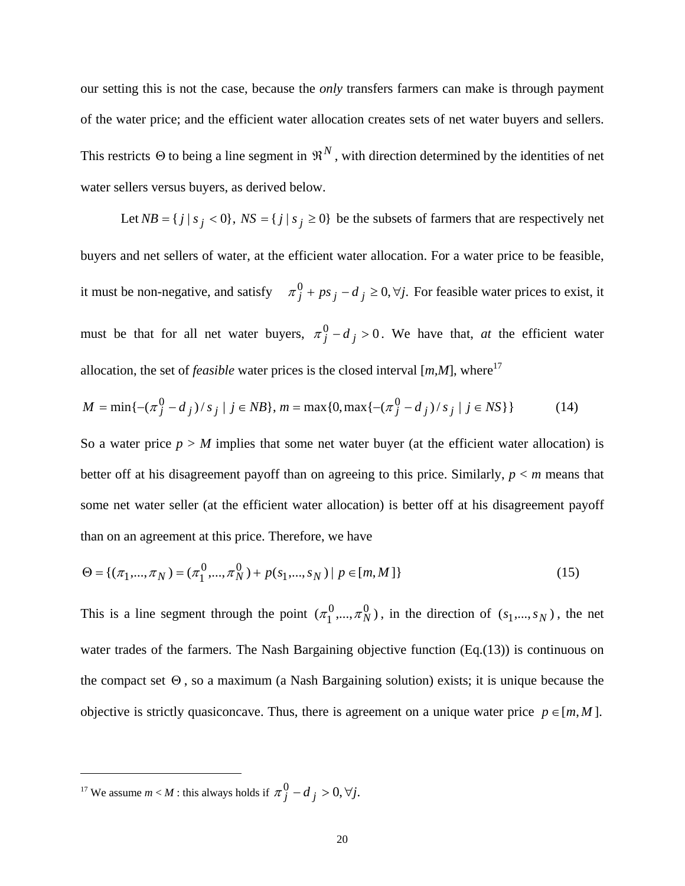our setting this is not the case, because the *only* transfers farmers can make is through payment of the water price; and the efficient water allocation creates sets of net water buyers and sellers. This restricts $\Theta$ to being a line segment in $\Re^N$, with direction determined by the identities of net water sellers versus buyers, as derived below.

Let $NB = \{j \mid s_j < 0\}$, $NS = \{j \mid s_j \geq 0\}$ be the subsets of farmers that are respectively net buyers and net sellers of water, at the efficient water allocation. For a water price to be feasible, it must be non-negative, and satisfy $\pi_j^0 + ps_j - d_j \geq 0, \forall j.$ For feasible water prices to exist, it must be that for all net water buyers, $\pi_j^0 - d_j > 0$. We have that, *at* the efficient water allocation, the set of *feasible* water prices is the closed interval [*m*,*M*], where[17]

$$M = \min\{-(\pi_j^0 - d_j)/s_j \mid j \in NB\},\ m = \max\{0, \max\{-(\pi_j^0 - d_j)/s_j \mid j \in NS\}\} \qquad (14)$$

So a water price $p > M$ implies that some net water buyer (at the efficient water allocation) is better off at his disagreement payoff than on agreeing to this price. Similarly, $p < m$ means that some net water seller (at the efficient water allocation) is better off at his disagreement payoff than on an agreement at this price. Therefore, we have

$$\Theta = \{(\pi_1,...,\pi_N) = (\pi_1^0,...,\pi_N^0) + p(s_1,...,s_N) \mid p \in [m,M]\} \qquad (15)$$

This is a line segment through the point $(\pi_1^0,...,\pi_N^0)$, in the direction of $(s_1,...,s_N)$, the net water trades of the farmers. The Nash Bargaining objective function (Eq.(13)) is continuous on the compact set $\Theta$, so a maximum (a Nash Bargaining solution) exists; it is unique because the objective is strictly quasiconcave. Thus, there is agreement on a unique water price $p \in [m,M]$.

---

[17] We assume $m < M$ : this always holds if $\pi_j^0 - d_j > 0, \forall j.$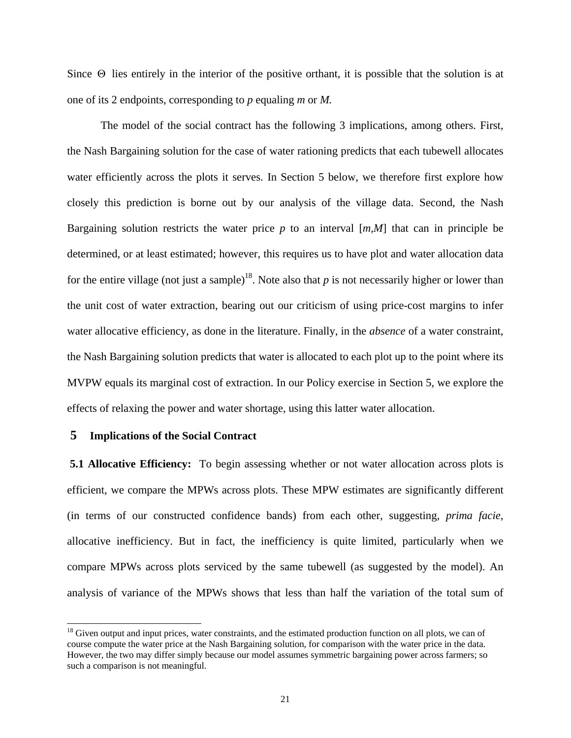Since $\Theta$ lies entirely in the interior of the positive orthant, it is possible that the solution is at one of its 2 endpoints, corresponding to $p$ equaling $m$ or $M$.

The model of the social contract has the following 3 implications, among others. First, the Nash Bargaining solution for the case of water rationing predicts that each tubewell allocates water efficiently across the plots it serves. In Section 5 below, we therefore first explore how closely this prediction is borne out by our analysis of the village data. Second, the Nash Bargaining solution restricts the water price $p$ to an interval $[m,M]$ that can in principle be determined, or at least estimated; however, this requires us to have plot and water allocation data for the entire village (not just a sample)[18]. Note also that $p$ is not necessarily higher or lower than the unit cost of water extraction, bearing out our criticism of using price-cost margins to infer water allocative efficiency, as done in the literature. Finally, in the *absence* of a water constraint, the Nash Bargaining solution predicts that water is allocated to each plot up to the point where its MVPW equals its marginal cost of extraction. In our Policy exercise in Section 5, we explore the effects of relaxing the power and water shortage, using this latter water allocation.

# 5 Implications of the Social Contract

**5.1 Allocative Efficiency:** To begin assessing whether or not water allocation across plots is efficient, we compare the MPWs across plots. These MPW estimates are significantly different (in terms of our constructed confidence bands) from each other, suggesting, *prima facie,* allocative inefficiency. But in fact, the inefficiency is quite limited, particularly when we compare MPWs across plots serviced by the same tubewell (as suggested by the model). An analysis of variance of the MPWs shows that less than half the variation of the total sum of

[18] Given output and input prices, water constraints, and the estimated production function on all plots, we can of course compute the water price at the Nash Bargaining solution, for comparison with the water price in the data. However, the two may differ simply because our model assumes symmetric bargaining power across farmers; so such a comparison is not meaningful.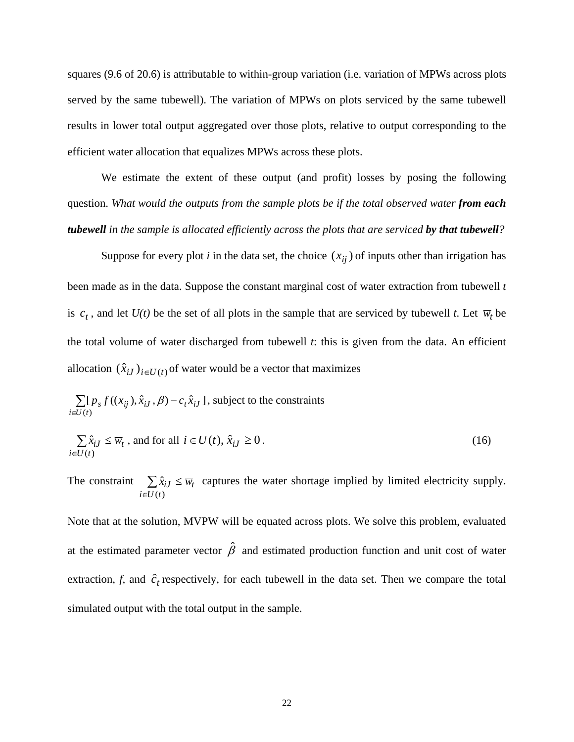squares (9.6 of 20.6) is attributable to within-group variation (i.e. variation of MPWs across plots served by the same tubewell). The variation of MPWs on plots serviced by the same tubewell results in lower total output aggregated over those plots, relative to output corresponding to the efficient water allocation that equalizes MPWs across these plots.

We estimate the extent of these output (and profit) losses by posing the following question. *What would the outputs from the sample plots be if the total observed water* ***from each tubewell*** *in the sample is allocated efficiently across the plots that are serviced* ***by that tubewell****?*

Suppose for every plot *i* in the data set, the choice $(x_{ij})$ of inputs other than irrigation has been made as in the data. Suppose the constant marginal cost of water extraction from tubewell *t* is $c_t$, and let *U(t)* be the set of all plots in the sample that are serviced by tubewell *t*. Let $\overline{w}_t$ be the total volume of water discharged from tubewell *t*: this is given from the data. An efficient allocation $(\hat{x}_{iJ})_{i \in U(t)}$ of water would be a vector that maximizes

$\sum_{i \in U(t)} [p_s f((x_{ij}), \hat{x}_{iJ}, \beta) - c_t \hat{x}_{iJ}]$, subject to the constraints

$$\sum_{i \in U(t)} \hat{x}_{iJ} \leq \overline{w}_t \text{, and for all } i \in U(t),\ \hat{x}_{iJ} \geq 0. \tag{16}$$

The constraint $\sum_{i \in U(t)} \hat{x}_{iJ} \leq \overline{w}_t$ captures the water shortage implied by limited electricity supply. Note that at the solution, MVPW will be equated across plots. We solve this problem, evaluated at the estimated parameter vector $\hat{\beta}$ and estimated production function and unit cost of water extraction, *f*, and $\hat{c}_t$ respectively, for each tubewell in the data set. Then we compare the total simulated output with the total output in the sample.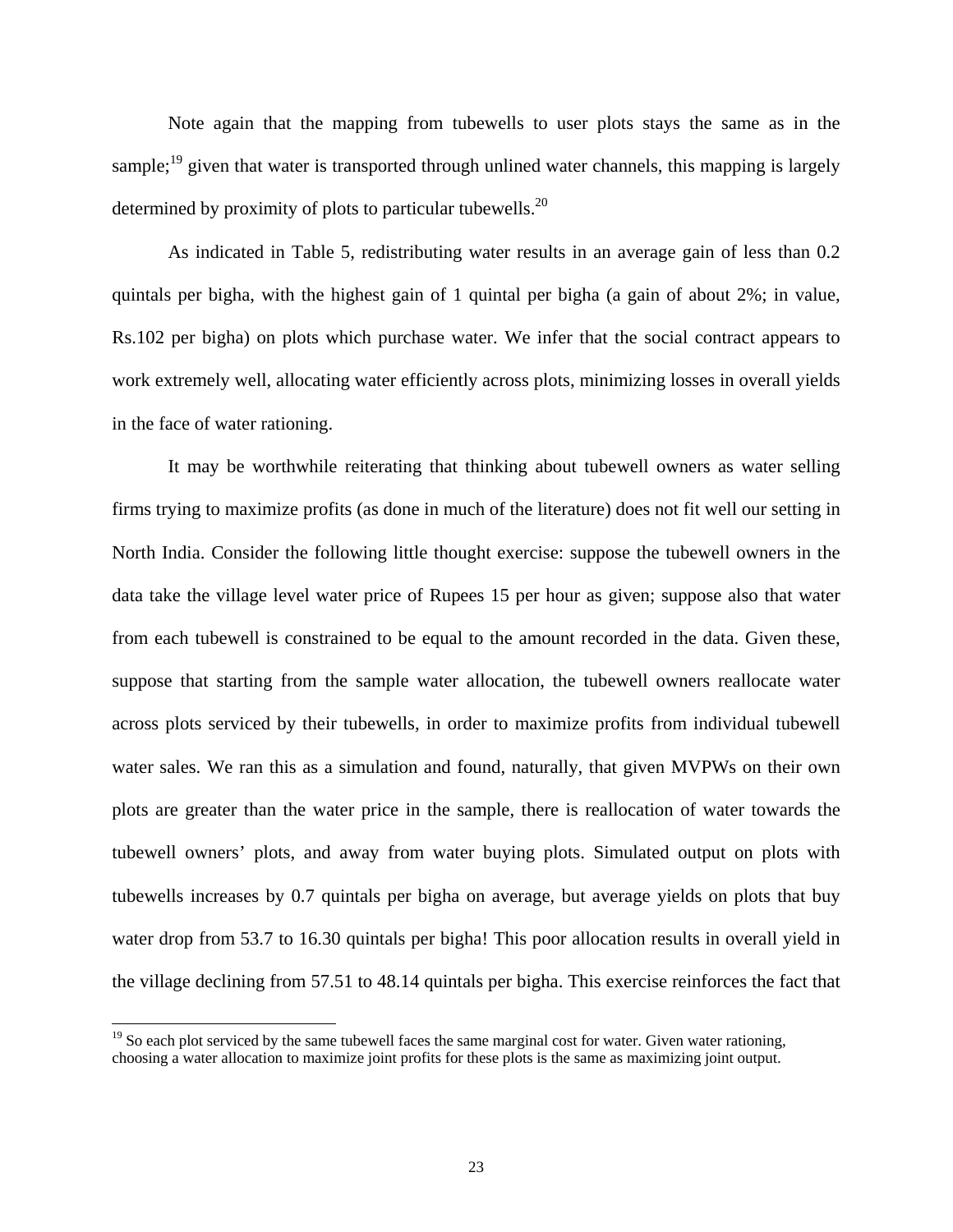Note again that the mapping from tubewells to user plots stays the same as in the sample;[19] given that water is transported through unlined water channels, this mapping is largely determined by proximity of plots to particular tubewells.[20]

As indicated in Table 5, redistributing water results in an average gain of less than 0.2 quintals per bigha, with the highest gain of 1 quintal per bigha (a gain of about 2%; in value, Rs.102 per bigha) on plots which purchase water. We infer that the social contract appears to work extremely well, allocating water efficiently across plots, minimizing losses in overall yields in the face of water rationing.

It may be worthwhile reiterating that thinking about tubewell owners as water selling firms trying to maximize profits (as done in much of the literature) does not fit well our setting in North India. Consider the following little thought exercise: suppose the tubewell owners in the data take the village level water price of Rupees 15 per hour as given; suppose also that water from each tubewell is constrained to be equal to the amount recorded in the data. Given these, suppose that starting from the sample water allocation, the tubewell owners reallocate water across plots serviced by their tubewells, in order to maximize profits from individual tubewell water sales. We ran this as a simulation and found, naturally, that given MVPWs on their own plots are greater than the water price in the sample, there is reallocation of water towards the tubewell owners' plots, and away from water buying plots. Simulated output on plots with tubewells increases by 0.7 quintals per bigha on average, but average yields on plots that buy water drop from 53.7 to 16.30 quintals per bigha! This poor allocation results in overall yield in the village declining from 57.51 to 48.14 quintals per bigha. This exercise reinforces the fact that

[19] So each plot serviced by the same tubewell faces the same marginal cost for water. Given water rationing, choosing a water allocation to maximize joint profits for these plots is the same as maximizing joint output.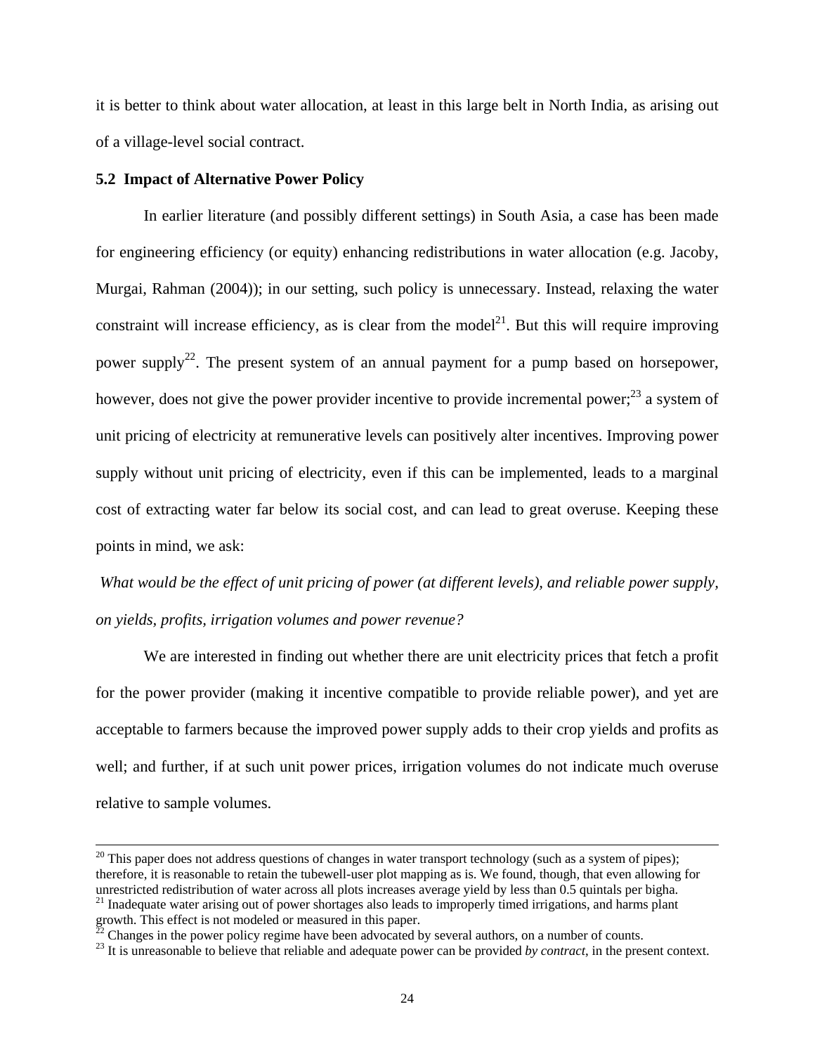it is better to think about water allocation, at least in this large belt in North India, as arising out of a village-level social contract.

### 5.2 Impact of Alternative Power Policy

In earlier literature (and possibly different settings) in South Asia, a case has been made for engineering efficiency (or equity) enhancing redistributions in water allocation (e.g. Jacoby, Murgai, Rahman (2004)); in our setting, such policy is unnecessary. Instead, relaxing the water constraint will increase efficiency, as is clear from the model[21]. But this will require improving power supply[22]. The present system of an annual payment for a pump based on horsepower, however, does not give the power provider incentive to provide incremental power;[23] a system of unit pricing of electricity at remunerative levels can positively alter incentives. Improving power supply without unit pricing of electricity, even if this can be implemented, leads to a marginal cost of extracting water far below its social cost, and can lead to great overuse. Keeping these points in mind, we ask:

*What would be the effect of unit pricing of power (at different levels), and reliable power supply, on yields, profits, irrigation volumes and power revenue?*

We are interested in finding out whether there are unit electricity prices that fetch a profit for the power provider (making it incentive compatible to provide reliable power), and yet are acceptable to farmers because the improved power supply adds to their crop yields and profits as well; and further, if at such unit power prices, irrigation volumes do not indicate much overuse relative to sample volumes.

---

[20] This paper does not address questions of changes in water transport technology (such as a system of pipes); therefore, it is reasonable to retain the tubewell-user plot mapping as is. We found, though, that even allowing for unrestricted redistribution of water across all plots increases average yield by less than 0.5 quintals per bigha.

[21] Inadequate water arising out of power shortages also leads to improperly timed irrigations, and harms plant growth. This effect is not modeled or measured in this paper.

[22] Changes in the power policy regime have been advocated by several authors, on a number of counts.

[23] It is unreasonable to believe that reliable and adequate power can be provided *by contract*, in the present context.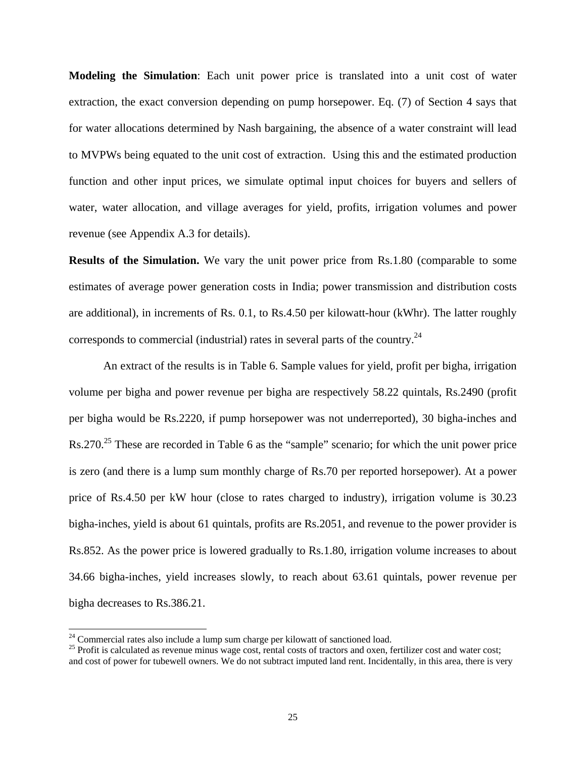**Modeling the Simulation**: Each unit power price is translated into a unit cost of water extraction, the exact conversion depending on pump horsepower. Eq. (7) of Section 4 says that for water allocations determined by Nash bargaining, the absence of a water constraint will lead to MVPWs being equated to the unit cost of extraction. Using this and the estimated production function and other input prices, we simulate optimal input choices for buyers and sellers of water, water allocation, and village averages for yield, profits, irrigation volumes and power revenue (see Appendix A.3 for details).

**Results of the Simulation.** We vary the unit power price from Rs.1.80 (comparable to some estimates of average power generation costs in India; power transmission and distribution costs are additional), in increments of Rs. 0.1, to Rs.4.50 per kilowatt-hour (kWhr). The latter roughly corresponds to commercial (industrial) rates in several parts of the country.[24]

An extract of the results is in Table 6. Sample values for yield, profit per bigha, irrigation volume per bigha and power revenue per bigha are respectively 58.22 quintals, Rs.2490 (profit per bigha would be Rs.2220, if pump horsepower was not underreported), 30 bigha-inches and Rs.270.[25] These are recorded in Table 6 as the "sample" scenario; for which the unit power price is zero (and there is a lump sum monthly charge of Rs.70 per reported horsepower). At a power price of Rs.4.50 per kW hour (close to rates charged to industry), irrigation volume is 30.23 bigha-inches, yield is about 61 quintals, profits are Rs.2051, and revenue to the power provider is Rs.852. As the power price is lowered gradually to Rs.1.80, irrigation volume increases to about 34.66 bigha-inches, yield increases slowly, to reach about 63.61 quintals, power revenue per bigha decreases to Rs.386.21.

[24] Commercial rates also include a lump sum charge per kilowatt of sanctioned load.

[25] Profit is calculated as revenue minus wage cost, rental costs of tractors and oxen, fertilizer cost and water cost; and cost of power for tubewell owners. We do not subtract imputed land rent. Incidentally, in this area, there is very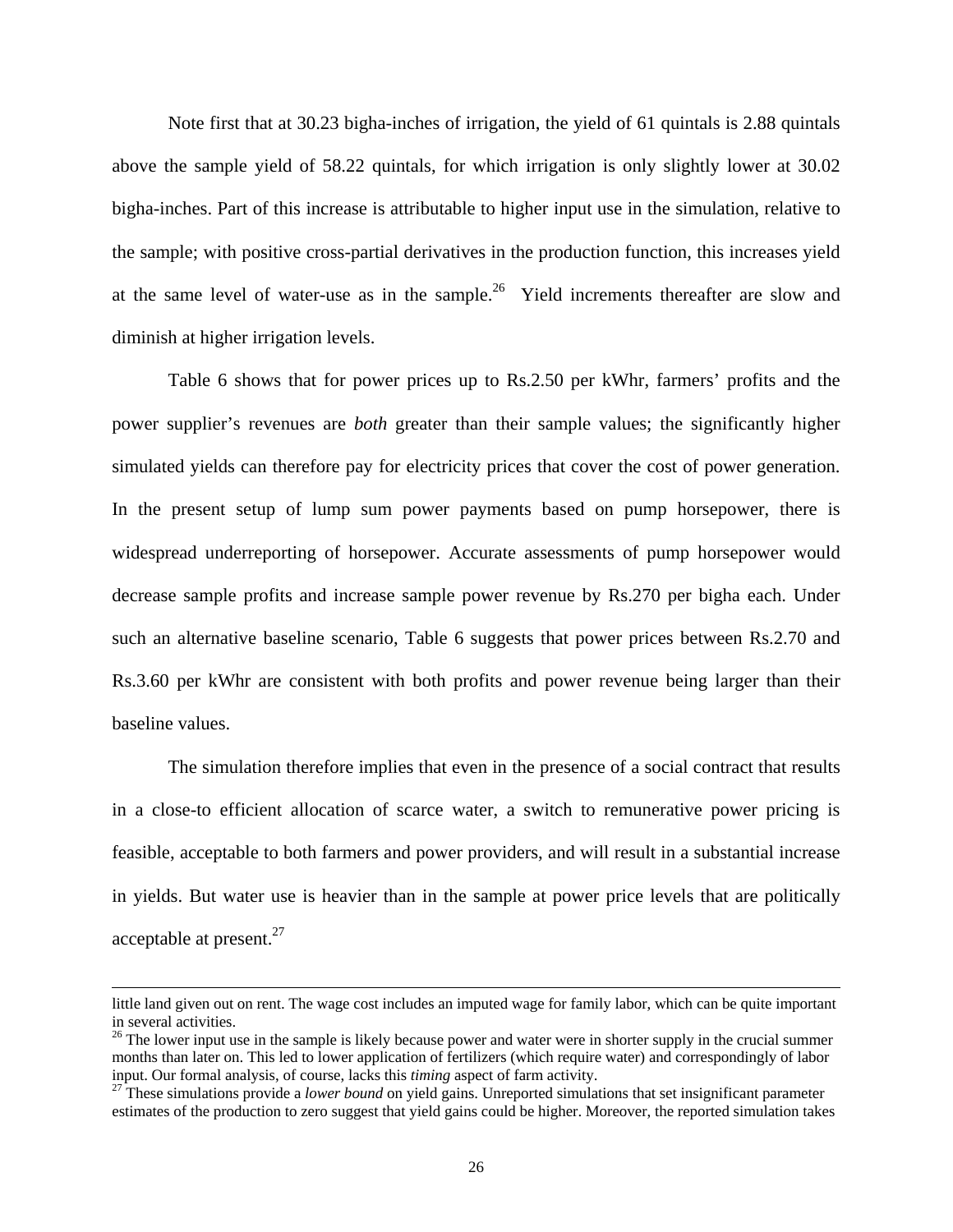Note first that at 30.23 bigha-inches of irrigation, the yield of 61 quintals is 2.88 quintals above the sample yield of 58.22 quintals, for which irrigation is only slightly lower at 30.02 bigha-inches. Part of this increase is attributable to higher input use in the simulation, relative to the sample; with positive cross-partial derivatives in the production function, this increases yield at the same level of water-use as in the sample.[26] Yield increments thereafter are slow and diminish at higher irrigation levels.

Table 6 shows that for power prices up to Rs.2.50 per kWhr, farmers' profits and the power supplier's revenues are *both* greater than their sample values; the significantly higher simulated yields can therefore pay for electricity prices that cover the cost of power generation. In the present setup of lump sum power payments based on pump horsepower, there is widespread underreporting of horsepower. Accurate assessments of pump horsepower would decrease sample profits and increase sample power revenue by Rs.270 per bigha each. Under such an alternative baseline scenario, Table 6 suggests that power prices between Rs.2.70 and Rs.3.60 per kWhr are consistent with both profits and power revenue being larger than their baseline values.

The simulation therefore implies that even in the presence of a social contract that results in a close-to efficient allocation of scarce water, a switch to remunerative power pricing is feasible, acceptable to both farmers and power providers, and will result in a substantial increase in yields. But water use is heavier than in the sample at power price levels that are politically acceptable at present.[27]

---

little land given out on rent. The wage cost includes an imputed wage for family labor, which can be quite important in several activities.

[26] The lower input use in the sample is likely because power and water were in shorter supply in the crucial summer months than later on. This led to lower application of fertilizers (which require water) and correspondingly of labor input. Our formal analysis, of course, lacks this *timing* aspect of farm activity.

[27] These simulations provide a *lower bound* on yield gains. Unreported simulations that set insignificant parameter estimates of the production to zero suggest that yield gains could be higher. Moreover, the reported simulation takes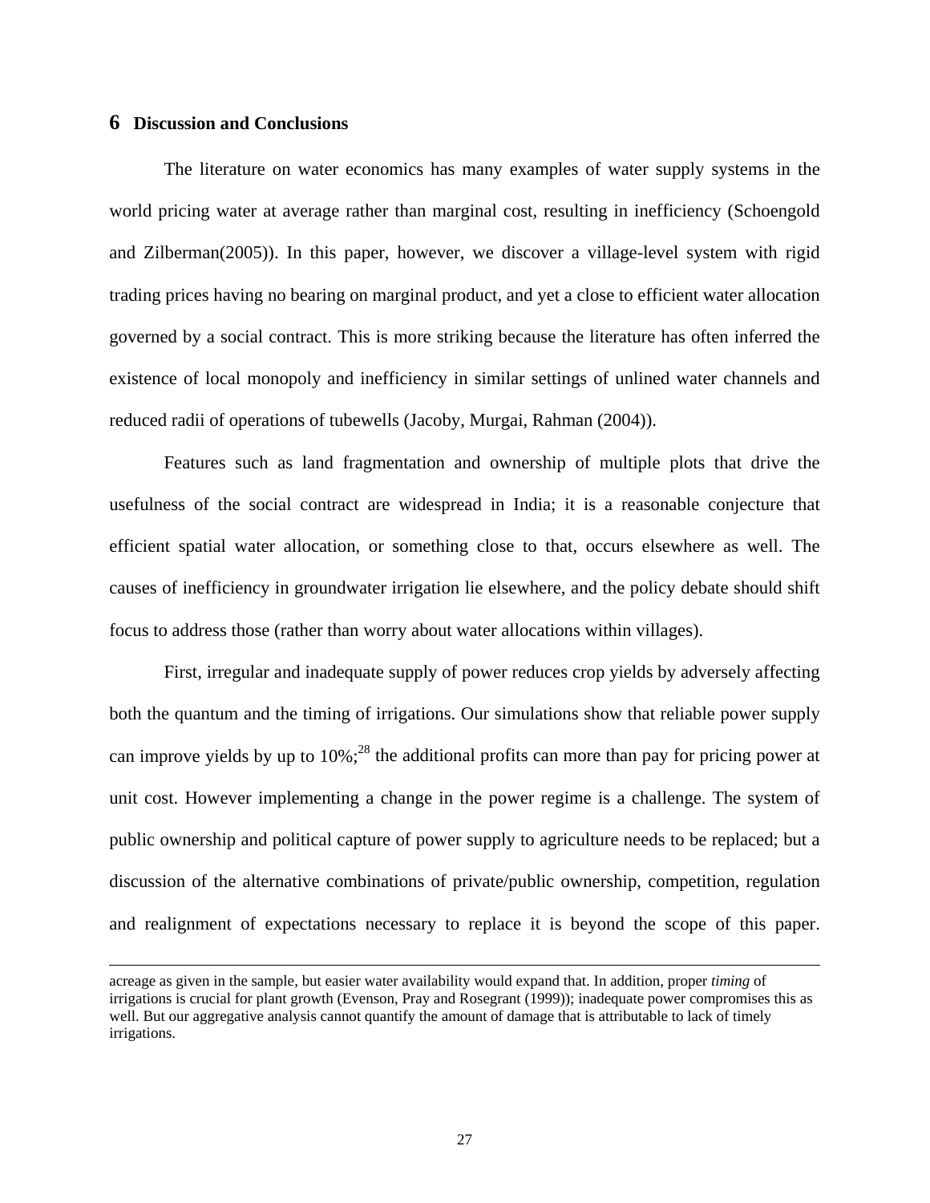## 6 Discussion and Conclusions

The literature on water economics has many examples of water supply systems in the world pricing water at average rather than marginal cost, resulting in inefficiency (Schoengold and Zilberman(2005)). In this paper, however, we discover a village-level system with rigid trading prices having no bearing on marginal product, and yet a close to efficient water allocation governed by a social contract. This is more striking because the literature has often inferred the existence of local monopoly and inefficiency in similar settings of unlined water channels and reduced radii of operations of tubewells (Jacoby, Murgai, Rahman (2004)).

Features such as land fragmentation and ownership of multiple plots that drive the usefulness of the social contract are widespread in India; it is a reasonable conjecture that efficient spatial water allocation, or something close to that, occurs elsewhere as well. The causes of inefficiency in groundwater irrigation lie elsewhere, and the policy debate should shift focus to address those (rather than worry about water allocations within villages).

First, irregular and inadequate supply of power reduces crop yields by adversely affecting both the quantum and the timing of irrigations. Our simulations show that reliable power supply can improve yields by up to 10%;[28] the additional profits can more than pay for pricing power at unit cost. However implementing a change in the power regime is a challenge. The system of public ownership and political capture of power supply to agriculture needs to be replaced; but a discussion of the alternative combinations of private/public ownership, competition, regulation and realignment of expectations necessary to replace it is beyond the scope of this paper.

---

acreage as given in the sample, but easier water availability would expand that. In addition, proper *timing* of irrigations is crucial for plant growth (Evenson, Pray and Rosegrant (1999)); inadequate power compromises this as well. But our aggregative analysis cannot quantify the amount of damage that is attributable to lack of timely irrigations.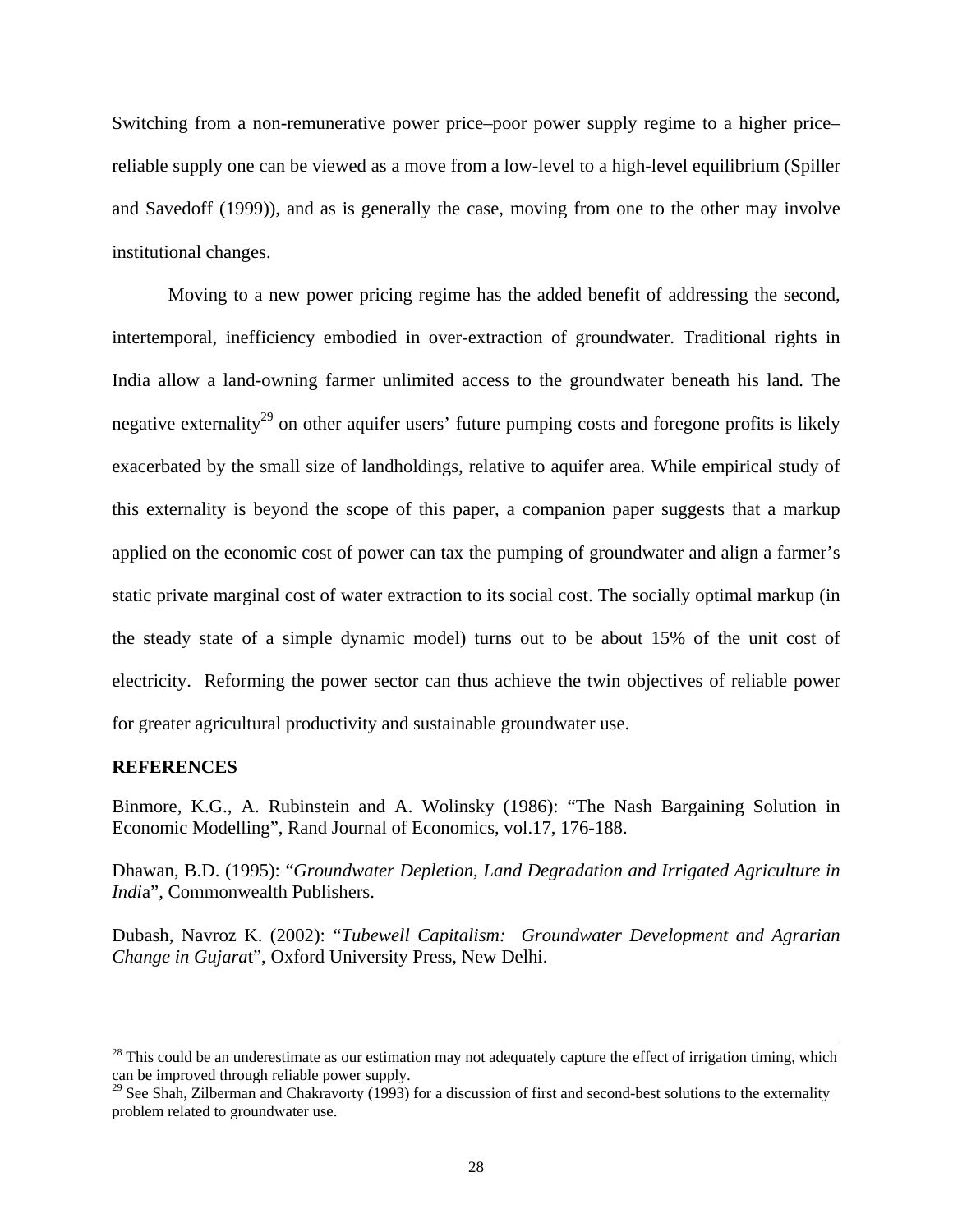Switching from a non-remunerative power price–poor power supply regime to a higher price–reliable supply one can be viewed as a move from a low-level to a high-level equilibrium (Spiller and Savedoff (1999)), and as is generally the case, moving from one to the other may involve institutional changes.

Moving to a new power pricing regime has the added benefit of addressing the second, intertemporal, inefficiency embodied in over-extraction of groundwater. Traditional rights in India allow a land-owning farmer unlimited access to the groundwater beneath his land. The negative externality[29] on other aquifer users' future pumping costs and foregone profits is likely exacerbated by the small size of landholdings, relative to aquifer area. While empirical study of this externality is beyond the scope of this paper, a companion paper suggests that a markup applied on the economic cost of power can tax the pumping of groundwater and align a farmer's static private marginal cost of water extraction to its social cost. The socially optimal markup (in the steady state of a simple dynamic model) turns out to be about 15% of the unit cost of electricity. Reforming the power sector can thus achieve the twin objectives of reliable power for greater agricultural productivity and sustainable groundwater use.

**REFERENCES**

Binmore, K.G., A. Rubinstein and A. Wolinsky (1986): "The Nash Bargaining Solution in Economic Modelling", Rand Journal of Economics, vol.17, 176-188.

Dhawan, B.D. (1995): "*Groundwater Depletion, Land Degradation and Irrigated Agriculture in India*", Commonwealth Publishers.

Dubash, Navroz K. (2002): "*Tubewell Capitalism: Groundwater Development and Agrarian Change in Gujarat*", Oxford University Press, New Delhi.

---

[28] This could be an underestimate as our estimation may not adequately capture the effect of irrigation timing, which can be improved through reliable power supply.

[29] See Shah, Zilberman and Chakravorty (1993) for a discussion of first and second-best solutions to the externality problem related to groundwater use.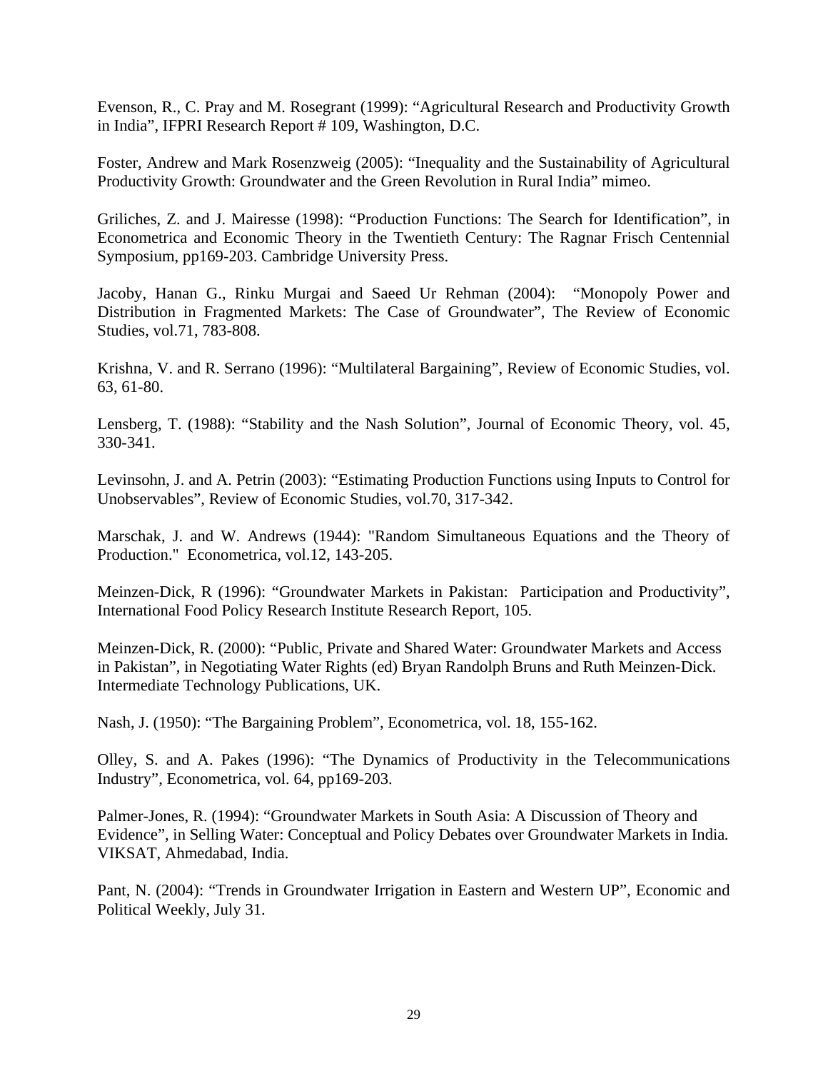Evenson, R., C. Pray and M. Rosegrant (1999): "Agricultural Research and Productivity Growth in India", IFPRI Research Report # 109, Washington, D.C.

Foster, Andrew and Mark Rosenzweig (2005): "Inequality and the Sustainability of Agricultural Productivity Growth: Groundwater and the Green Revolution in Rural India" mimeo.

Griliches, Z. and J. Mairesse (1998): "Production Functions: The Search for Identification", in Econometrica and Economic Theory in the Twentieth Century: The Ragnar Frisch Centennial Symposium, pp169-203. Cambridge University Press.

Jacoby, Hanan G., Rinku Murgai and Saeed Ur Rehman (2004): "Monopoly Power and Distribution in Fragmented Markets: The Case of Groundwater", The Review of Economic Studies, vol.71, 783-808.

Krishna, V. and R. Serrano (1996): "Multilateral Bargaining", Review of Economic Studies, vol. 63, 61-80.

Lensberg, T. (1988): "Stability and the Nash Solution", Journal of Economic Theory, vol. 45, 330-341.

Levinsohn, J. and A. Petrin (2003): "Estimating Production Functions using Inputs to Control for Unobservables", Review of Economic Studies, vol.70, 317-342.

Marschak, J. and W. Andrews (1944): "Random Simultaneous Equations and the Theory of Production." Econometrica, vol.12, 143-205.

Meinzen-Dick, R (1996): "Groundwater Markets in Pakistan: Participation and Productivity", International Food Policy Research Institute Research Report, 105.

Meinzen-Dick, R. (2000): "Public, Private and Shared Water: Groundwater Markets and Access in Pakistan", in Negotiating Water Rights (ed) Bryan Randolph Bruns and Ruth Meinzen-Dick. Intermediate Technology Publications, UK.

Nash, J. (1950): "The Bargaining Problem", Econometrica, vol. 18, 155-162.

Olley, S. and A. Pakes (1996): "The Dynamics of Productivity in the Telecommunications Industry", Econometrica, vol. 64, pp169-203.

Palmer-Jones, R. (1994): "Groundwater Markets in South Asia: A Discussion of Theory and Evidence", in Selling Water: Conceptual and Policy Debates over Groundwater Markets in India. VIKSAT, Ahmedabad, India.

Pant, N. (2004): "Trends in Groundwater Irrigation in Eastern and Western UP", Economic and Political Weekly, July 31.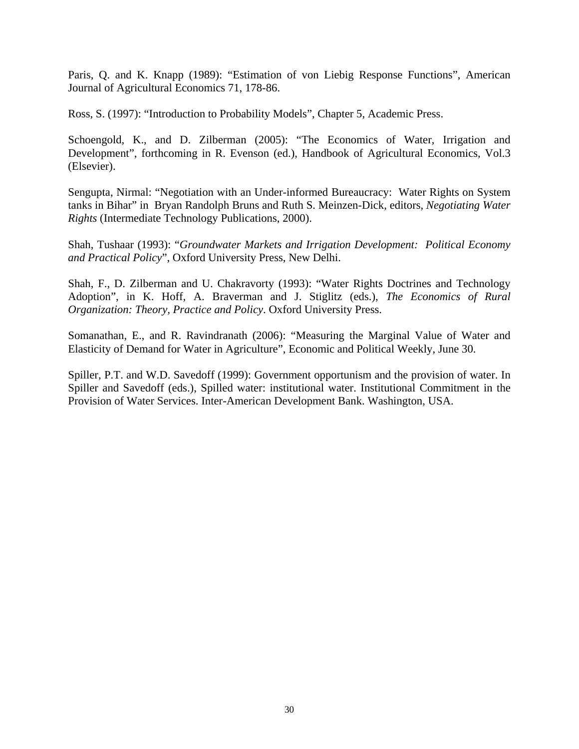Paris, Q. and K. Knapp (1989): “Estimation of von Liebig Response Functions”, American Journal of Agricultural Economics 71, 178-86.

Ross, S. (1997): “Introduction to Probability Models”, Chapter 5, Academic Press.

Schoengold, K., and D. Zilberman (2005): “The Economics of Water, Irrigation and Development”, forthcoming in R. Evenson (ed.), Handbook of Agricultural Economics, Vol.3 (Elsevier).

Sengupta, Nirmal: “Negotiation with an Under-informed Bureaucracy: Water Rights on System tanks in Bihar” in Bryan Randolph Bruns and Ruth S. Meinzen-Dick, editors, *Negotiating Water Rights* (Intermediate Technology Publications, 2000).

Shah, Tushaar (1993): “*Groundwater Markets and Irrigation Development: Political Economy and Practical Policy*”, Oxford University Press, New Delhi.

Shah, F., D. Zilberman and U. Chakravorty (1993): “Water Rights Doctrines and Technology Adoption”, in K. Hoff, A. Braverman and J. Stiglitz (eds.), *The Economics of Rural Organization: Theory, Practice and Policy*. Oxford University Press.

Somanathan, E., and R. Ravindranath (2006): “Measuring the Marginal Value of Water and Elasticity of Demand for Water in Agriculture”, Economic and Political Weekly, June 30.

Spiller, P.T. and W.D. Savedoff (1999): Government opportunism and the provision of water. In Spiller and Savedoff (eds.), Spilled water: institutional water. Institutional Commitment in the Provision of Water Services. Inter-American Development Bank. Washington, USA.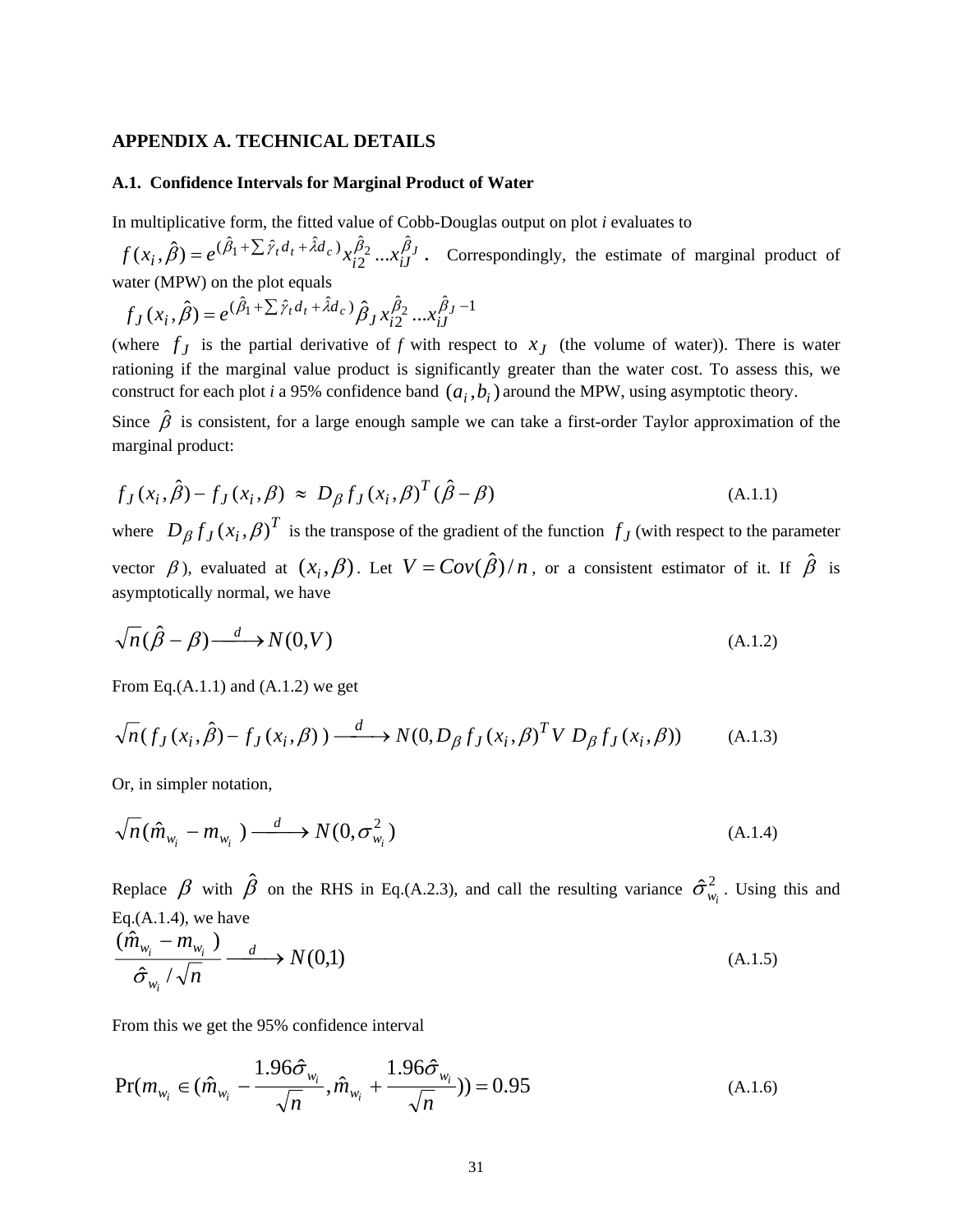## APPENDIX A. TECHNICAL DETAILS

### A.1. Confidence Intervals for Marginal Product of Water

In multiplicative form, the fitted value of Cobb-Douglas output on plot *i* evaluates to $f(x_i, \hat{\beta}) = e^{(\hat{\beta}_1 + \sum \hat{\gamma}_t d_t + \hat{\lambda} d_c)} x_{i2}^{\hat{\beta}_2} ... x_{iJ}^{\hat{\beta}_J}$. Correspondingly, the estimate of marginal product of water (MPW) on the plot equals

$$f_J(x_i, \hat{\beta}) = e^{(\hat{\beta}_1 + \sum \hat{\gamma}_t d_t + \hat{\lambda} d_c)} \hat{\beta}_J x_{i2}^{\hat{\beta}_2} ... x_{iJ}^{\hat{\beta}_J - 1}$$

(where $f_J$ is the partial derivative of f with respect to $x_J$ (the volume of water)). There is water rationing if the marginal value product is significantly greater than the water cost. To assess this, we construct for each plot *i* a 95% confidence band $(a_i, b_i)$ around the MPW, using asymptotic theory.

Since $\hat{\beta}$ is consistent, for a large enough sample we can take a first-order Taylor approximation of the marginal product:

$$f_J(x_i, \hat{\beta}) - f_J(x_i, \beta) \;\approx\; D_\beta f_J(x_i, \beta)^T (\hat{\beta} - \beta) \tag{A.1.1}$$

where $D_\beta f_J(x_i, \beta)^T$ is the transpose of the gradient of the function $f_J$ (with respect to the parameter vector $\beta$), evaluated at $(x_i, \beta)$. Let $V = Cov(\hat{\beta})/n$, or a consistent estimator of it. If $\hat{\beta}$ is asymptotically normal, we have

$$\sqrt{n}(\hat{\beta} - \beta) \xrightarrow{d} N(0, V) \tag{A.1.2}$$

From Eq.(A.1.1) and (A.1.2) we get

$$\sqrt{n}(\, f_J(x_i, \hat{\beta}) - f_J(x_i, \beta)\,) \xrightarrow{d} N(0, D_\beta f_J(x_i, \beta)^T V \; D_\beta f_J(x_i, \beta)) \tag{A.1.3}$$

Or, in simpler notation,

$$\sqrt{n}(\hat{m}_{w_i} - m_{w_i}) \xrightarrow{d} N(0, \sigma_{w_i}^2) \tag{A.1.4}$$

Replace $\beta$ with $\hat{\beta}$ on the RHS in Eq.(A.2.3), and call the resulting variance $\hat{\sigma}_{w_i}^2$. Using this and Eq.(A.1.4), we have

$$\frac{(\hat{m}_{w_i} - m_{w_i})}{\hat{\sigma}_{w_i} / \sqrt{n}} \xrightarrow{d} N(0,1) \tag{A.1.5}$$

From this we get the 95% confidence interval

$$\Pr(m_{w_i} \in (\hat{m}_{w_i} - \frac{1.96\hat{\sigma}_{w_i}}{\sqrt{n}}, \hat{m}_{w_i} + \frac{1.96\hat{\sigma}_{w_i}}{\sqrt{n}})) = 0.95 \tag{A.1.6}$$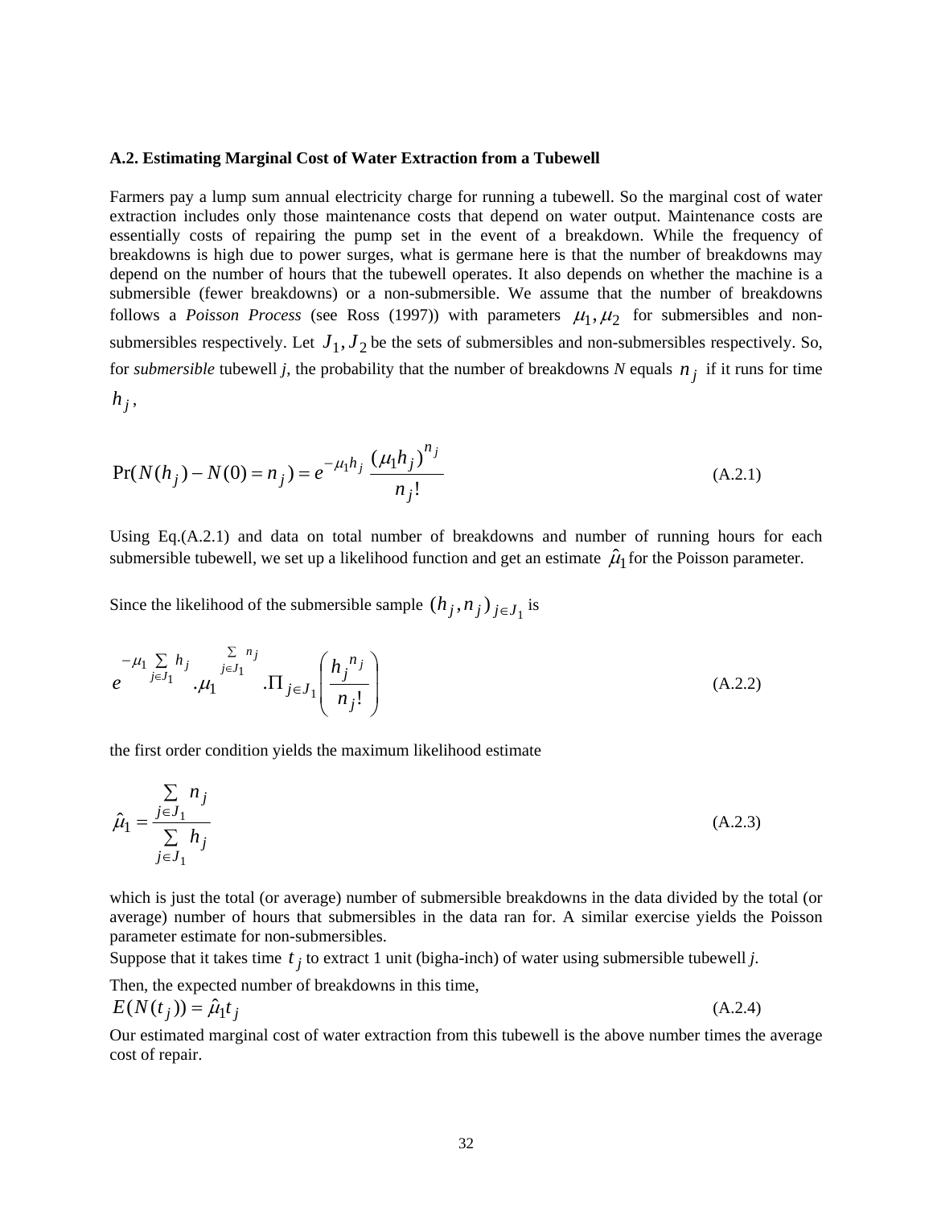### A.2. Estimating Marginal Cost of Water Extraction from a Tubewell

Farmers pay a lump sum annual electricity charge for running a tubewell. So the marginal cost of water extraction includes only those maintenance costs that depend on water output. Maintenance costs are essentially costs of repairing the pump set in the event of a breakdown. While the frequency of breakdowns is high due to power surges, what is germane here is that the number of breakdowns may depend on the number of hours that the tubewell operates. It also depends on whether the machine is a submersible (fewer breakdowns) or a non-submersible. We assume that the number of breakdowns follows a *Poisson Process* (see Ross (1997)) with parameters $\mu_1, \mu_2$ for submersibles and non-submersibles respectively. Let $J_1, J_2$ be the sets of submersibles and non-submersibles respectively. So, for *submersible* tubewell *j*, the probability that the number of breakdowns *N* equals $n_j$ if it runs for time $h_j$,

$$\Pr(N(h_j) - N(0) = n_j) = e^{-\mu_1 h_j} \frac{(\mu_1 h_j)^{n_j}}{n_j!} \tag{A.2.1}$$

Using Eq.(A.2.1) and data on total number of breakdowns and number of running hours for each submersible tubewell, we set up a likelihood function and get an estimate $\hat{\mu}_1$ for the Poisson parameter.

Since the likelihood of the submersible sample $(h_j, n_j)_{j \in J_1}$ is

$$e^{-\mu_1 \sum_{j \in J_1} h_j} . \mu_1^{\sum_{j \in J_1} n_j} . \Pi_{j \in J_1} \left( \frac{h_j^{n_j}}{n_j!} \right) \tag{A.2.2}$$

the first order condition yields the maximum likelihood estimate

$$\hat{\mu}_1 = \frac{\sum_{j \in J_1} n_j}{\sum_{j \in J_1} h_j} \tag{A.2.3}$$

which is just the total (or average) number of submersible breakdowns in the data divided by the total (or average) number of hours that submersibles in the data ran for. A similar exercise yields the Poisson parameter estimate for non-submersibles.

Suppose that it takes time $t_j$ to extract 1 unit (bigha-inch) of water using submersible tubewell *j*.

Then, the expected number of breakdowns in this time,

$$E(N(t_j)) = \hat{\mu}_1 t_j \tag{A.2.4}$$

Our estimated marginal cost of water extraction from this tubewell is the above number times the average cost of repair.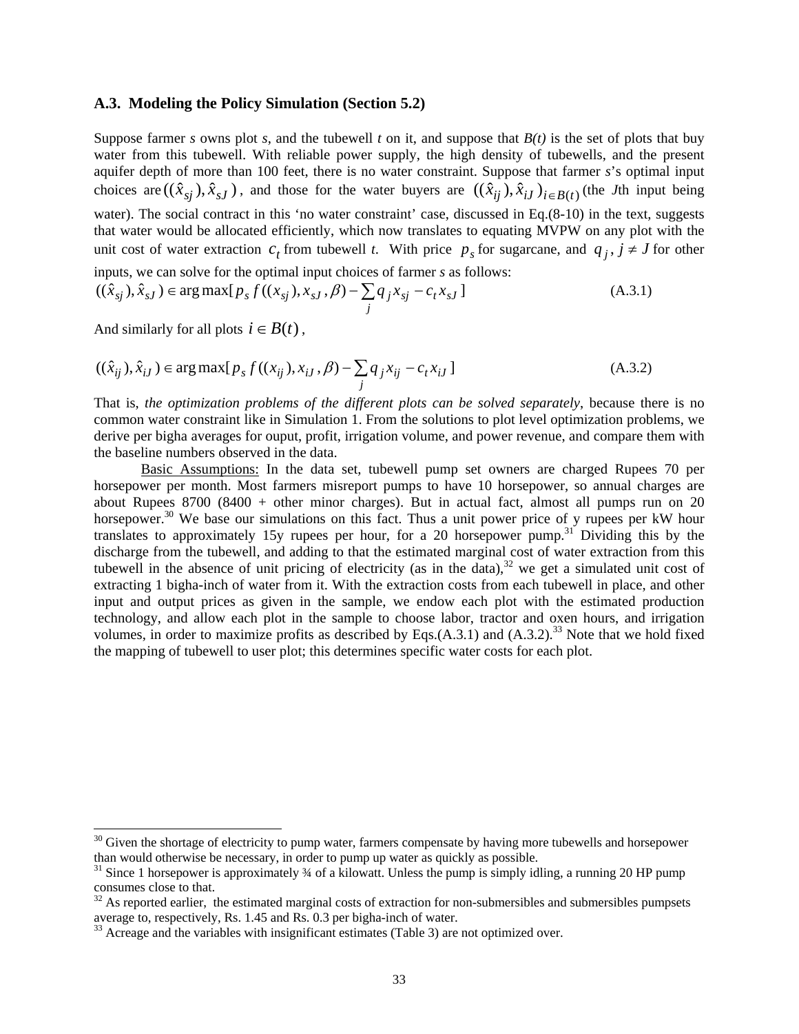### A.3. Modeling the Policy Simulation (Section 5.2)

Suppose farmer *s* owns plot *s*, and the tubewell *t* on it, and suppose that *B(t)* is the set of plots that buy water from this tubewell. With reliable power supply, the high density of tubewells, and the present aquifer depth of more than 100 feet, there is no water constraint. Suppose that farmer *s*'s optimal input choices are $((\hat{x}_{sj}), \hat{x}_{sJ})$, and those for the water buyers are $((\hat{x}_{ij}), \hat{x}_{iJ})_{i \in B(t)}$ (the *J*th input being water). The social contract in this 'no water constraint' case, discussed in Eq.(8-10) in the text, suggests that water would be allocated efficiently, which now translates to equating MVPW on any plot with the unit cost of water extraction $c_t$ from tubewell *t*. With price $p_s$ for sugarcane, and $q_j, j \neq J$ for other inputs, we can solve for the optimal input choices of farmer *s* as follows:

$$((\hat{x}_{sj}), \hat{x}_{sJ}) \in \arg\max[p_s f((x_{sj}), x_{sJ}, \beta) - \sum_j q_j x_{sj} - c_t x_{sJ}] \quad \text{(A.3.1)}$$

And similarly for all plots $i \in B(t)$,

$$((\hat{x}_{ij}), \hat{x}_{iJ}) \in \arg\max[p_s f((x_{ij}), x_{iJ}, \beta) - \sum_j q_j x_{ij} - c_t x_{iJ}] \quad \text{(A.3.2)}$$

That is, *the optimization problems of the different plots can be solved separately*, because there is no common water constraint like in Simulation 1. From the solutions to plot level optimization problems, we derive per bigha averages for ouput, profit, irrigation volume, and power revenue, and compare them with the baseline numbers observed in the data.

Basic Assumptions: In the data set, tubewell pump set owners are charged Rupees 70 per horsepower per month. Most farmers misreport pumps to have 10 horsepower, so annual charges are about Rupees 8700 (8400 + other minor charges). But in actual fact, almost all pumps run on 20 horsepower.[30] We base our simulations on this fact. Thus a unit power price of y rupees per kW hour translates to approximately 15y rupees per hour, for a 20 horsepower pump.[31] Dividing this by the discharge from the tubewell, and adding to that the estimated marginal cost of water extraction from this tubewell in the absence of unit pricing of electricity (as in the data),[32] we get a simulated unit cost of extracting 1 bigha-inch of water from it. With the extraction costs from each tubewell in place, and other input and output prices as given in the sample, we endow each plot with the estimated production technology, and allow each plot in the sample to choose labor, tractor and oxen hours, and irrigation volumes, in order to maximize profits as described by Eqs.(A.3.1) and (A.3.2).[33] Note that we hold fixed the mapping of tubewell to user plot; this determines specific water costs for each plot.

---

[30] Given the shortage of electricity to pump water, farmers compensate by having more tubewells and horsepower than would otherwise be necessary, in order to pump up water as quickly as possible.

[31] Since 1 horsepower is approximately ¾ of a kilowatt. Unless the pump is simply idling, a running 20 HP pump consumes close to that.

[32] As reported earlier, the estimated marginal costs of extraction for non-submersibles and submersibles pumpsets average to, respectively, Rs. 1.45 and Rs. 0.3 per bigha-inch of water.

[33] Acreage and the variables with insignificant estimates (Table 3) are not optimized over.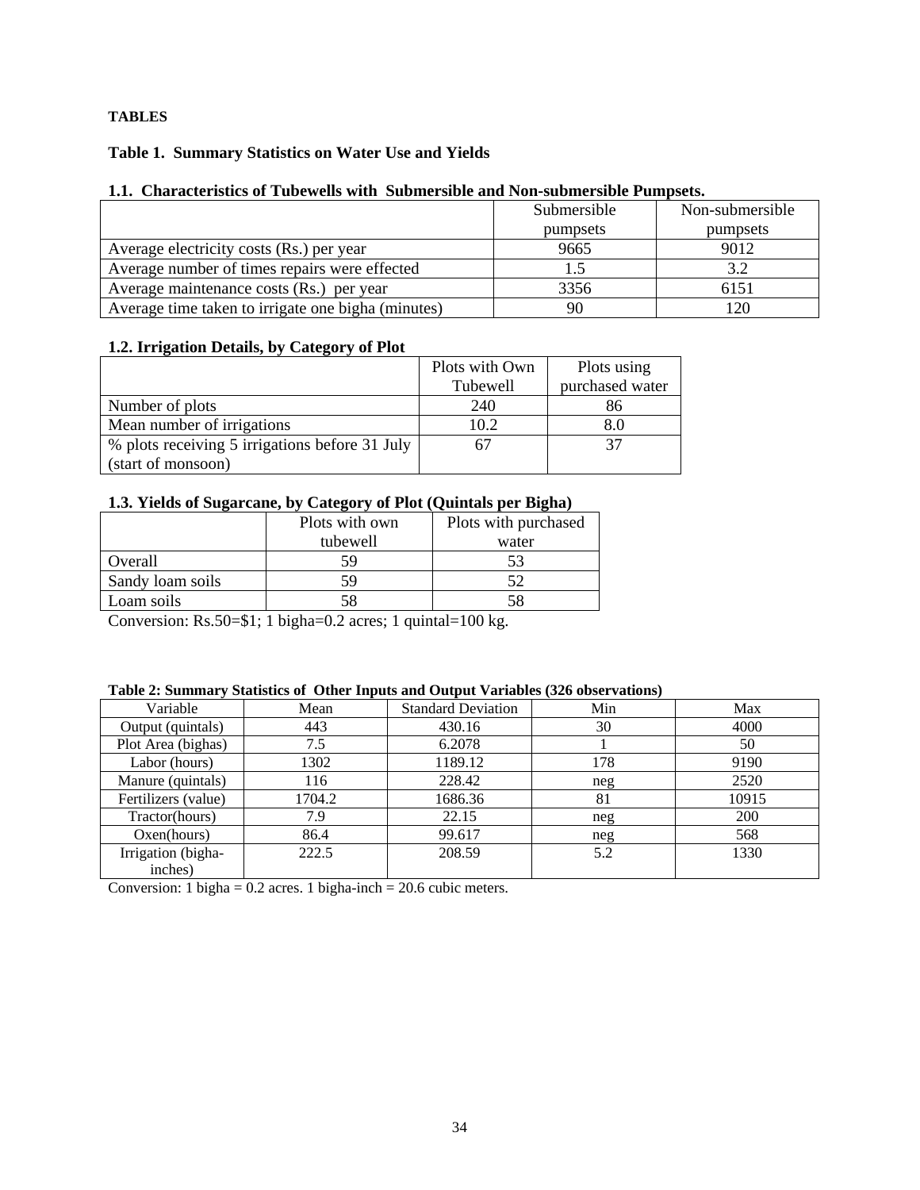**TABLES**

**Table 1. Summary Statistics on Water Use and Yields**

**1.1. Characteristics of Tubewells with Submersible and Non-submersible Pumpsets.**

| | Submersible pumpsets | Non-submersible pumpsets |
|---|---|---|
| Average electricity costs (Rs.) per year | 9665 | 9012 |
| Average number of times repairs were effected | 1.5 | 3.2 |
| Average maintenance costs (Rs.) per year | 3356 | 6151 |
| Average time taken to irrigate one bigha (minutes) | 90 | 120 |

**1.2. Irrigation Details, by Category of Plot**

| | Plots with Own Tubewell | Plots using purchased water |
|---|---|---|
| Number of plots | 240 | 86 |
| Mean number of irrigations | 10.2 | 8.0 |
| % plots receiving 5 irrigations before 31 July (start of monsoon) | 67 | 37 |

**1.3. Yields of Sugarcane, by Category of Plot (Quintals per Bigha)**

| | Plots with own tubewell | Plots with purchased water |
|---|---|---|
| Overall | 59 | 53 |
| Sandy loam soils | 59 | 52 |
| Loam soils | 58 | 58 |

Conversion: Rs.50=$1; 1 bigha=0.2 acres; 1 quintal=100 kg.

**Table 2: Summary Statistics of Other Inputs and Output Variables (326 observations)**

| Variable | Mean | Standard Deviation | Min | Max |
|---|---|---|---|---|
| Output (quintals) | 443 | 430.16 | 30 | 4000 |
| Plot Area (bighas) | 7.5 | 6.2078 | 1 | 50 |
| Labor (hours) | 1302 | 1189.12 | 178 | 9190 |
| Manure (quintals) | 116 | 228.42 | neg | 2520 |
| Fertilizers (value) | 1704.2 | 1686.36 | 81 | 10915 |
| Tractor(hours) | 7.9 | 22.15 | neg | 200 |
| Oxen(hours) | 86.4 | 99.617 | neg | 568 |
| Irrigation (bigha-inches) | 222.5 | 208.59 | 5.2 | 1330 |

Conversion: 1 bigha = 0.2 acres. 1 bigha-inch = 20.6 cubic meters.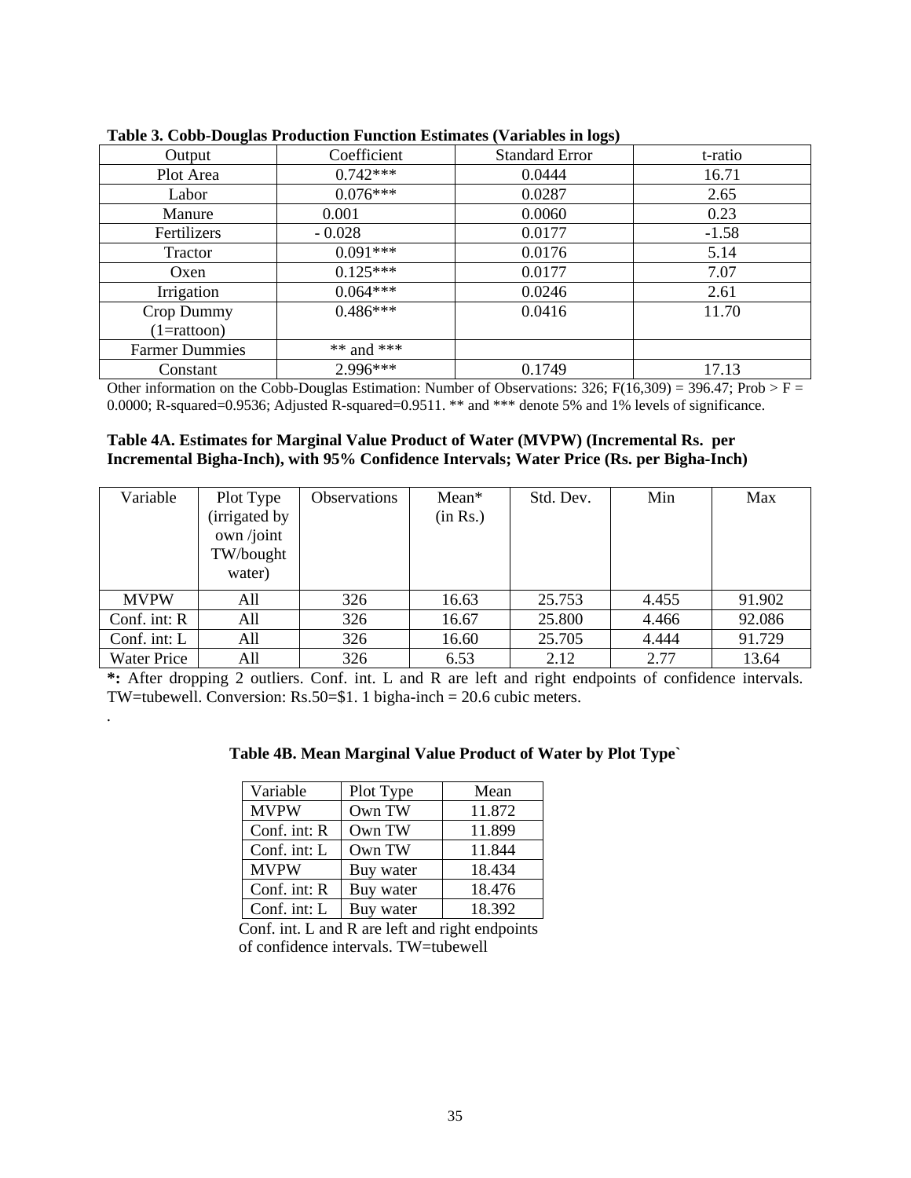**Table 3. Cobb-Douglas Production Function Estimates (Variables in logs)**

| Output | Coefficient | Standard Error | t-ratio |
|---|---|---|---|
| Plot Area | 0.742*** | 0.0444 | 16.71 |
| Labor | 0.076*** | 0.0287 | 2.65 |
| Manure | 0.001 | 0.0060 | 0.23 |
| Fertilizers | - 0.028 | 0.0177 | -1.58 |
| Tractor | 0.091*** | 0.0176 | 5.14 |
| Oxen | 0.125*** | 0.0177 | 7.07 |
| Irrigation | 0.064*** | 0.0246 | 2.61 |
| Crop Dummy (1=rattoon) | 0.486*** | 0.0416 | 11.70 |
| Farmer Dummies | ** and *** | | |
| Constant | 2.996*** | 0.1749 | 17.13 |

Other information on the Cobb-Douglas Estimation: Number of Observations: 326; $F(16,309) = 396.47$; Prob > F = 0.0000; R-squared=0.9536; Adjusted R-squared=0.9511. ** and *** denote 5% and 1% levels of significance.

**Table 4A. Estimates for Marginal Value Product of Water (MVPW) (Incremental Rs. per Incremental Bigha-Inch), with 95% Confidence Intervals; Water Price (Rs. per Bigha-Inch)**

| Variable | Plot Type (irrigated by own /joint TW/bought water) | Observations | Mean* (in Rs.) | Std. Dev. | Min | Max |
|---|---|---|---|---|---|---|
| MVPW | All | 326 | 16.63 | 25.753 | 4.455 | 91.902 |
| Conf. int: R | All | 326 | 16.67 | 25.800 | 4.466 | 92.086 |
| Conf. int: L | All | 326 | 16.60 | 25.705 | 4.444 | 91.729 |
| Water Price | All | 326 | 6.53 | 2.12 | 2.77 | 13.64 |

**\*:** After dropping 2 outliers. Conf. int. L and R are left and right endpoints of confidence intervals. TW=tubewell. Conversion: Rs.50=$1. 1 bigha-inch = 20.6 cubic meters.

**Table 4B. Mean Marginal Value Product of Water by Plot Type`**

| Variable | Plot Type | Mean |
|---|---|---|
| MVPW | Own TW | 11.872 |
| Conf. int: R | Own TW | 11.899 |
| Conf. int: L | Own TW | 11.844 |
| MVPW | Buy water | 18.434 |
| Conf. int: R | Buy water | 18.476 |
| Conf. int: L | Buy water | 18.392 |

Conf. int. L and R are left and right endpoints of confidence intervals. TW=tubewell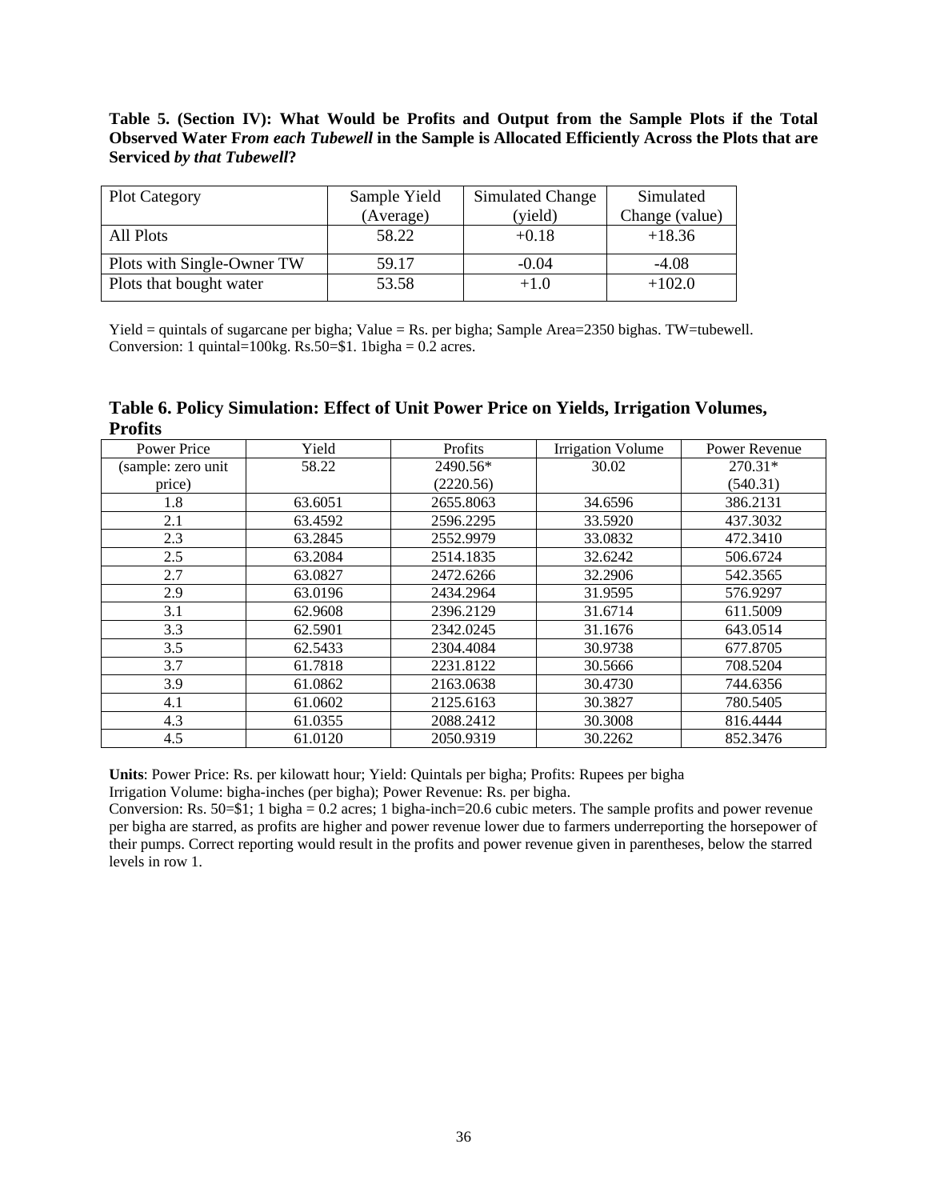**Table 5. (Section IV): What Would be Profits and Output from the Sample Plots if the Total Observed Water F*rom each Tubewell* in the Sample is Allocated Efficiently Across the Plots that are Serviced *by that Tubewell*?**

| Plot Category | Sample Yield (Average) | Simulated Change (yield) | Simulated Change (value) |
|---|---|---|---|
| All Plots | 58.22 | +0.18 | +18.36 |
| Plots with Single-Owner TW | 59.17 | -0.04 | -4.08 |
| Plots that bought water | 53.58 | +1.0 | +102.0 |

Yield = quintals of sugarcane per bigha; Value = Rs. per bigha; Sample Area=2350 bighas. TW=tubewell. Conversion: 1 quintal=100kg. Rs.50=$1. 1bigha = 0.2 acres.

**Table 6. Policy Simulation: Effect of Unit Power Price on Yields, Irrigation Volumes, Profits**

| Power Price | Yield | Profits | Irrigation Volume | Power Revenue |
|---|---|---|---|---|
| (sample: zero unit price) | 58.22 | 2490.56* (2220.56) | 30.02 | 270.31* (540.31) |
| 1.8 | 63.6051 | 2655.8063 | 34.6596 | 386.2131 |
| 2.1 | 63.4592 | 2596.2295 | 33.5920 | 437.3032 |
| 2.3 | 63.2845 | 2552.9979 | 33.0832 | 472.3410 |
| 2.5 | 63.2084 | 2514.1835 | 32.6242 | 506.6724 |
| 2.7 | 63.0827 | 2472.6266 | 32.2906 | 542.3565 |
| 2.9 | 63.0196 | 2434.2964 | 31.9595 | 576.9297 |
| 3.1 | 62.9608 | 2396.2129 | 31.6714 | 611.5009 |
| 3.3 | 62.5901 | 2342.0245 | 31.1676 | 643.0514 |
| 3.5 | 62.5433 | 2304.4084 | 30.9738 | 677.8705 |
| 3.7 | 61.7818 | 2231.8122 | 30.5666 | 708.5204 |
| 3.9 | 61.0862 | 2163.0638 | 30.4730 | 744.6356 |
| 4.1 | 61.0602 | 2125.6163 | 30.3827 | 780.5405 |
| 4.3 | 61.0355 | 2088.2412 | 30.3008 | 816.4444 |
| 4.5 | 61.0120 | 2050.9319 | 30.2262 | 852.3476 |

**Units**: Power Price: Rs. per kilowatt hour; Yield: Quintals per bigha; Profits: Rupees per bigha
Irrigation Volume: bigha-inches (per bigha); Power Revenue: Rs. per bigha.
Conversion: Rs. 50=$1; 1 bigha = 0.2 acres; 1 bigha-inch=20.6 cubic meters. The sample profits and power revenue per bigha are starred, as profits are higher and power revenue lower due to farmers underreporting the horsepower of their pumps. Correct reporting would result in the profits and power revenue given in parentheses, below the starred levels in row 1.